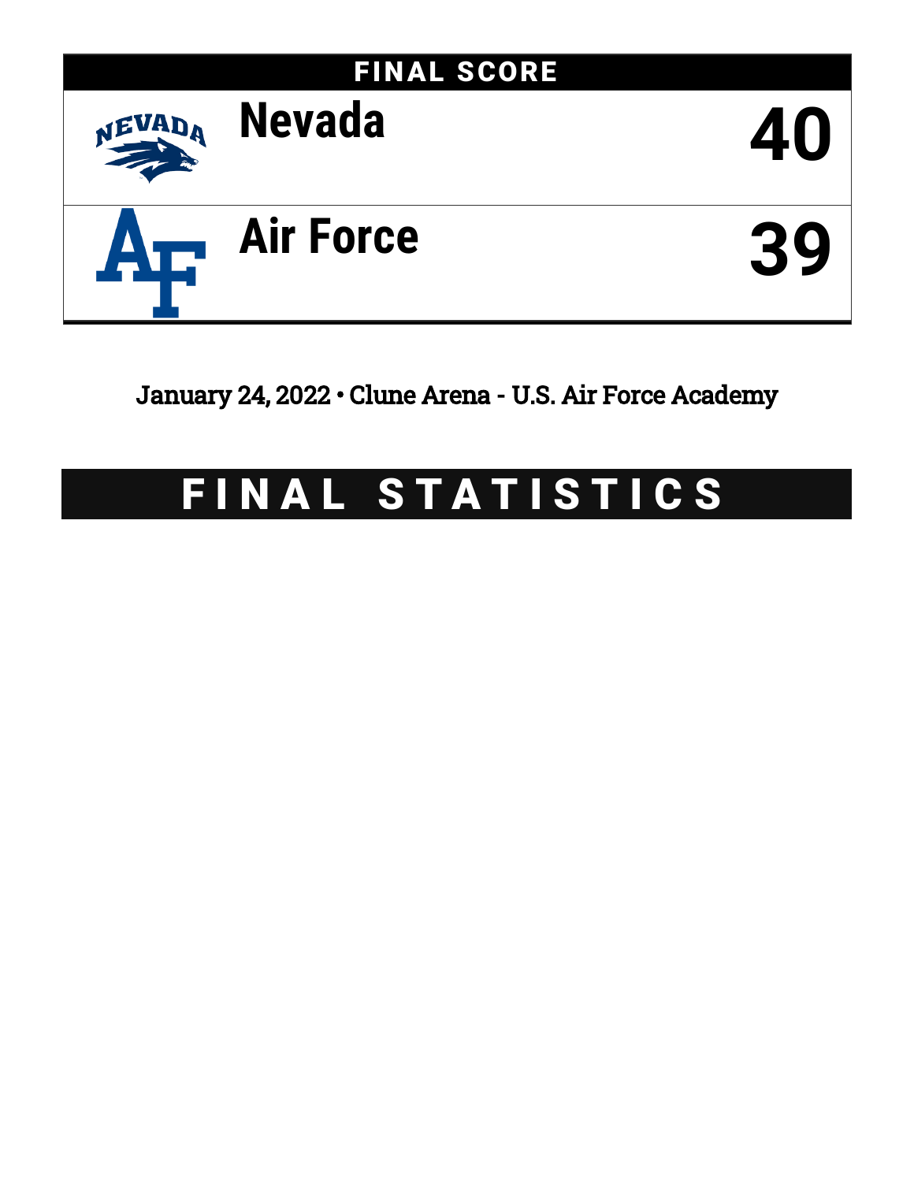## FINAL SCORE

| | Team | Score |
|---|---|---|
| | Nevada | 40 |
| | Air Force | 39 |

January 24, 2022 • Clune Arena - U.S. Air Force Academy

# FINAL STATISTICS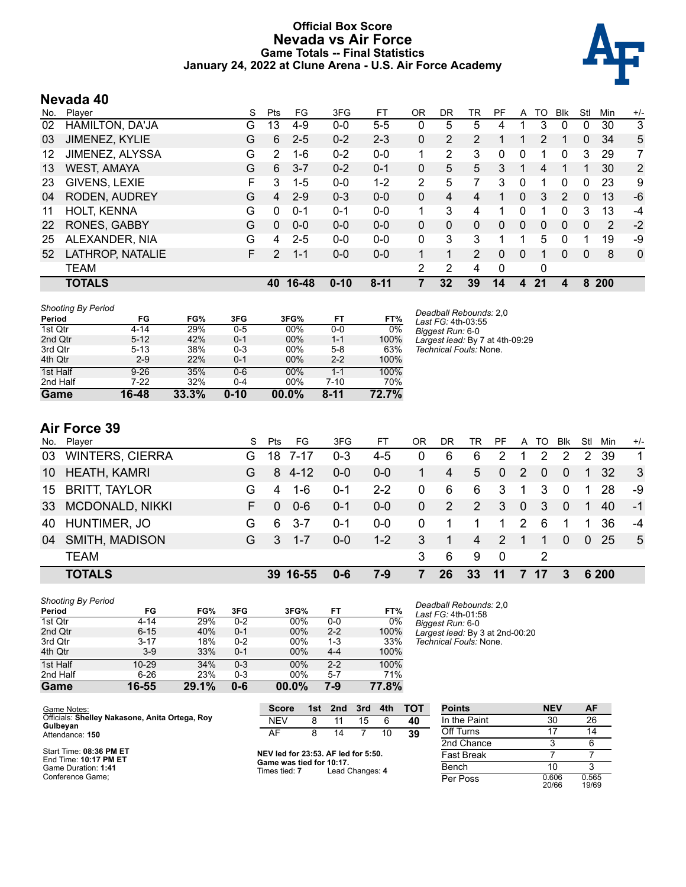# Official Box Score
## Nevada vs Air Force
### Game Totals -- Final Statistics
### January 24, 2022 at Clune Arena - U.S. Air Force Academy

## Nevada 40

| No. | Player | S | Pts | FG | 3FG | FT | OR | DR | TR | PF | A | TO | Blk | Stl | Min | +/- |
|---|---|---|---|---|---|---|---|---|---|---|---|---|---|---|---|---|
| 02 | HAMILTON, DA'JA | G | 13 | 4-9 | 0-0 | 5-5 | 0 | 5 | 5 | 4 | 1 | 3 | 0 | 0 | 30 | 3 |
| 03 | JIMENEZ, KYLIE | G | 6 | 2-5 | 0-2 | 2-3 | 0 | 2 | 2 | 1 | 1 | 2 | 1 | 0 | 34 | 5 |
| 12 | JIMENEZ, ALYSSA | G | 2 | 1-6 | 0-2 | 0-0 | 1 | 2 | 3 | 0 | 0 | 1 | 0 | 3 | 29 | 7 |
| 13 | WEST, AMAYA | G | 6 | 3-7 | 0-2 | 0-1 | 0 | 5 | 5 | 3 | 1 | 4 | 1 | 1 | 30 | 2 |
| 23 | GIVENS, LEXIE | F | 3 | 1-5 | 0-0 | 1-2 | 2 | 5 | 7 | 3 | 0 | 1 | 0 | 0 | 23 | 9 |
| 04 | RODEN, AUDREY | G | 4 | 2-9 | 0-3 | 0-0 | 0 | 4 | 4 | 1 | 0 | 3 | 2 | 0 | 13 | -6 |
| 11 | HOLT, KENNA | G | 0 | 0-1 | 0-1 | 0-0 | 1 | 3 | 4 | 1 | 0 | 1 | 0 | 3 | 13 | -4 |
| 22 | RONES, GABBY | G | 0 | 0-0 | 0-0 | 0-0 | 0 | 0 | 0 | 0 | 0 | 0 | 0 | 0 | 2 | -2 |
| 25 | ALEXANDER, NIA | G | 4 | 2-5 | 0-0 | 0-0 | 0 | 3 | 3 | 1 | 1 | 5 | 0 | 1 | 19 | -9 |
| 52 | LATHROP, NATALIE | F | 2 | 1-1 | 0-0 | 0-0 | 1 | 1 | 2 | 0 | 0 | 1 | 0 | 0 | 8 | 0 |
| | TEAM | | | | | | 2 | 2 | 4 | 0 | | 0 | | | | |
| | **TOTALS** | | **40** | **16-48** | **0-10** | **8-11** | **7** | **32** | **39** | **14** | **4** | **21** | **4** | **8** | **200** | |

*Shooting By Period*

| Period | FG | FG% | 3FG | 3FG% | FT | FT% |
|---|---|---|---|---|---|---|
| 1st Qtr | 4-14 | 29% | 0-5 | 00% | 0-0 | 0% |
| 2nd Qtr | 5-12 | 42% | 0-1 | 00% | 1-1 | 100% |
| 3rd Qtr | 5-13 | 38% | 0-3 | 00% | 5-8 | 63% |
| 4th Qtr | 2-9 | 22% | 0-1 | 00% | 2-2 | 100% |
| 1st Half | 9-26 | 35% | 0-6 | 00% | 1-1 | 100% |
| 2nd Half | 7-22 | 32% | 0-4 | 00% | 7-10 | 70% |
| **Game** | **16-48** | **33.3%** | **0-10** | **00.0%** | **8-11** | **72.7%** |

*Deadball Rebounds:* 2,0
*Last FG:* 4th-03:55
*Biggest Run:* 6-0
*Largest lead:* By 7 at 4th-09:29
*Technical Fouls:* None.

## Air Force 39

| No. | Player | S | Pts | FG | 3FG | FT | OR | DR | TR | PF | A | TO | Blk | Stl | Min | +/- |
|---|---|---|---|---|---|---|---|---|---|---|---|---|---|---|---|---|
| 03 | WINTERS, CIERRA | G | 18 | 7-17 | 0-3 | 4-5 | 0 | 6 | 6 | 2 | 1 | 2 | 2 | 2 | 39 | 1 |
| 10 | HEATH, KAMRI | G | 8 | 4-12 | 0-0 | 0-0 | 1 | 4 | 5 | 0 | 2 | 0 | 0 | 1 | 32 | 3 |
| 15 | BRITT, TAYLOR | G | 4 | 1-6 | 0-1 | 2-2 | 0 | 6 | 6 | 3 | 1 | 3 | 0 | 1 | 28 | -9 |
| 33 | MCDONALD, NIKKI | F | 0 | 0-6 | 0-1 | 0-0 | 0 | 2 | 2 | 3 | 0 | 3 | 0 | 1 | 40 | -1 |
| 40 | HUNTIMER, JO | G | 6 | 3-7 | 0-1 | 0-0 | 0 | 1 | 1 | 1 | 2 | 6 | 1 | 1 | 36 | -4 |
| 04 | SMITH, MADISON | G | 3 | 1-7 | 0-0 | 1-2 | 3 | 1 | 4 | 2 | 1 | 1 | 0 | 0 | 25 | 5 |
| | TEAM | | | | | | 3 | 6 | 9 | 0 | | 2 | | | | |
| | **TOTALS** | | **39** | **16-55** | **0-6** | **7-9** | **7** | **26** | **33** | **11** | **7** | **17** | **3** | **6** | **200** | |

*Shooting By Period*

| Period | FG | FG% | 3FG | 3FG% | FT | FT% |
|---|---|---|---|---|---|---|
| 1st Qtr | 4-14 | 29% | 0-2 | 00% | 0-0 | 0% |
| 2nd Qtr | 6-15 | 40% | 0-1 | 00% | 2-2 | 100% |
| 3rd Qtr | 3-17 | 18% | 0-2 | 00% | 1-3 | 33% |
| 4th Qtr | 3-9 | 33% | 0-1 | 00% | 4-4 | 100% |
| 1st Half | 10-29 | 34% | 0-3 | 00% | 2-2 | 100% |
| 2nd Half | 6-26 | 23% | 0-3 | 00% | 5-7 | 71% |
| **Game** | **16-55** | **29.1%** | **0-6** | **00.0%** | **7-9** | **77.8%** |

*Deadball Rebounds:* 2,0
*Last FG:* 4th-01:58
*Biggest Run:* 6-0
*Largest lead:* By 3 at 2nd-00:20
*Technical Fouls:* None.

Game Notes:
Officials: **Shelley Nakasone, Anita Ortega, Roy Gulbeyan**
Attendance: **150**

Start Time: **08:36 PM ET**
End Time: **10:17 PM ET**
Game Duration: **1:41**
Conference Game;

| Score | 1st | 2nd | 3rd | 4th | TOT |
|---|---|---|---|---|---|
| NEV | 8 | 11 | 15 | 6 | **40** |
| AF | 8 | 14 | 7 | 10 | **39** |

**NEV led for 23:53. AF led for 5:50.**
**Game was tied for 10:17.**
Times tied: **7** Lead Changes: **4**

| Points | NEV | AF |
|---|---|---|
| In the Paint | 30 | 26 |
| Off Turns | 17 | 14 |
| 2nd Chance | 3 | 6 |
| Fast Break | 7 | 7 |
| Bench | 10 | 3 |
| Per Poss | 0.606 20/66 | 0.565 19/69 |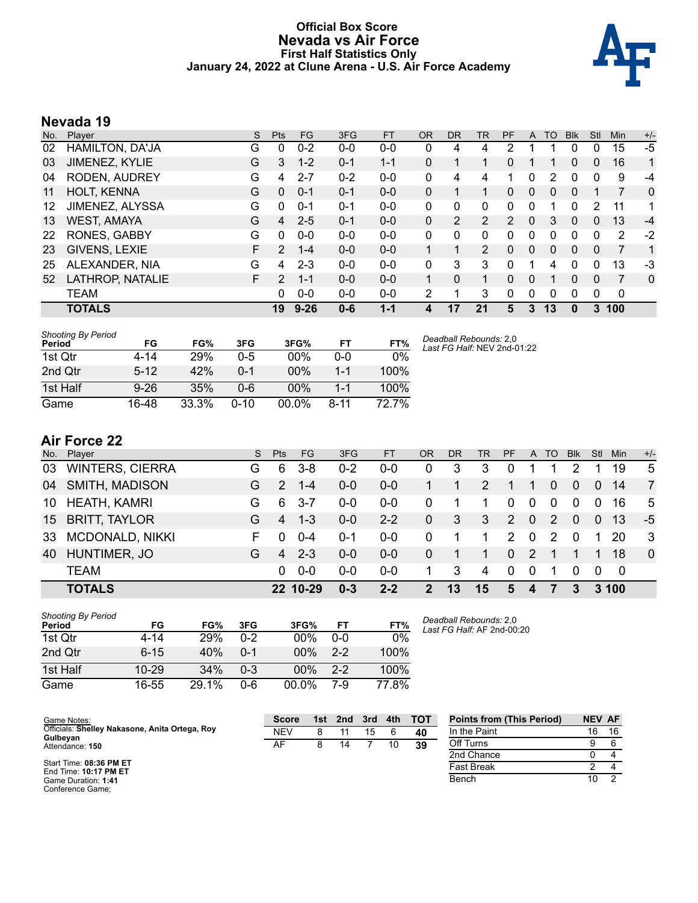# Official Box Score
## Nevada vs Air Force
### First Half Statistics Only
### January 24, 2022 at Clune Arena - U.S. Air Force Academy

## Nevada 19

| No. | Player | S | Pts | FG | 3FG | FT | OR | DR | TR | PF | A | TO | Blk | Stl | Min | +/- |
|---|---|---|---|---|---|---|---|---|---|---|---|---|---|---|---|---|
| 02 | HAMILTON, DA'JA | G | 0 | 0-2 | 0-0 | 0-0 | 0 | 4 | 4 | 2 | 1 | 1 | 0 | 0 | 15 | -5 |
| 03 | JIMENEZ, KYLIE | G | 3 | 1-2 | 0-1 | 1-1 | 0 | 1 | 1 | 0 | 1 | 1 | 0 | 0 | 16 | 1 |
| 04 | RODEN, AUDREY | G | 4 | 2-7 | 0-2 | 0-0 | 0 | 4 | 4 | 1 | 0 | 2 | 0 | 0 | 9 | -4 |
| 11 | HOLT, KENNA | G | 0 | 0-1 | 0-1 | 0-0 | 0 | 1 | 1 | 0 | 0 | 0 | 0 | 1 | 7 | 0 |
| 12 | JIMENEZ, ALYSSA | G | 0 | 0-1 | 0-1 | 0-0 | 0 | 0 | 0 | 0 | 0 | 1 | 0 | 2 | 11 | 1 |
| 13 | WEST, AMAYA | G | 4 | 2-5 | 0-1 | 0-0 | 0 | 2 | 2 | 2 | 0 | 3 | 0 | 0 | 13 | -4 |
| 22 | RONES, GABBY | G | 0 | 0-0 | 0-0 | 0-0 | 0 | 0 | 0 | 0 | 0 | 0 | 0 | 0 | 2 | -2 |
| 23 | GIVENS, LEXIE | F | 2 | 1-4 | 0-0 | 0-0 | 1 | 1 | 2 | 0 | 0 | 0 | 0 | 0 | 7 | 1 |
| 25 | ALEXANDER, NIA | G | 4 | 2-3 | 0-0 | 0-0 | 0 | 3 | 3 | 0 | 1 | 4 | 0 | 0 | 13 | -3 |
| 52 | LATHROP, NATALIE | F | 2 | 1-1 | 0-0 | 0-0 | 1 | 0 | 1 | 0 | 0 | 1 | 0 | 0 | 7 | 0 |
| | TEAM | | 0 | 0-0 | 0-0 | 0-0 | 2 | 1 | 3 | 0 | 0 | 0 | 0 | 0 | 0 | |
| | **TOTALS** | | **19** | **9-26** | **0-6** | **1-1** | **4** | **17** | **21** | **5** | **3** | **13** | **0** | **3** | **100** | |

*Shooting By Period*

| Period | FG | FG% | 3FG | 3FG% | FT | FT% |
|---|---|---|---|---|---|---|
| 1st Qtr | 4-14 | 29% | 0-5 | 00% | 0-0 | 0% |
| 2nd Qtr | 5-12 | 42% | 0-1 | 00% | 1-1 | 100% |
| 1st Half | 9-26 | 35% | 0-6 | 00% | 1-1 | 100% |
| Game | 16-48 | 33.3% | 0-10 | 00.0% | 8-11 | 72.7% |

*Deadball Rebounds:* 2,0
*Last FG Half:* NEV 2nd-01:22

## Air Force 22

| No. | Player | S | Pts | FG | 3FG | FT | OR | DR | TR | PF | A | TO | Blk | Stl | Min | +/- |
|---|---|---|---|---|---|---|---|---|---|---|---|---|---|---|---|---|
| 03 | WINTERS, CIERRA | G | 6 | 3-8 | 0-2 | 0-0 | 0 | 3 | 3 | 0 | 1 | 1 | 2 | 1 | 19 | 5 |
| 04 | SMITH, MADISON | G | 2 | 1-4 | 0-0 | 0-0 | 1 | 1 | 2 | 1 | 1 | 0 | 0 | 0 | 14 | 7 |
| 10 | HEATH, KAMRI | G | 6 | 3-7 | 0-0 | 0-0 | 0 | 1 | 1 | 0 | 0 | 0 | 0 | 0 | 16 | 5 |
| 15 | BRITT, TAYLOR | G | 4 | 1-3 | 0-0 | 2-2 | 0 | 3 | 3 | 2 | 0 | 2 | 0 | 0 | 13 | -5 |
| 33 | MCDONALD, NIKKI | F | 0 | 0-4 | 0-1 | 0-0 | 0 | 1 | 1 | 2 | 0 | 2 | 0 | 1 | 20 | 3 |
| 40 | HUNTIMER, JO | G | 4 | 2-3 | 0-0 | 0-0 | 0 | 1 | 1 | 0 | 2 | 1 | 1 | 1 | 18 | 0 |
| | TEAM | | 0 | 0-0 | 0-0 | 0-0 | 1 | 3 | 4 | 0 | 0 | 1 | 0 | 0 | 0 | |
| | **TOTALS** | | **22** | **10-29** | **0-3** | **2-2** | **2** | **13** | **15** | **5** | **4** | **7** | **3** | **3** | **100** | |

*Shooting By Period*

| Period | FG | FG% | 3FG | 3FG% | FT | FT% |
|---|---|---|---|---|---|---|
| 1st Qtr | 4-14 | 29% | 0-2 | 00% | 0-0 | 0% |
| 2nd Qtr | 6-15 | 40% | 0-1 | 00% | 2-2 | 100% |
| 1st Half | 10-29 | 34% | 0-3 | 00% | 2-2 | 100% |
| Game | 16-55 | 29.1% | 0-6 | 00.0% | 7-9 | 77.8% |

*Deadball Rebounds:* 2,0
*Last FG Half:* AF 2nd-00:20

Game Notes:
Officials: **Shelley Nakasone, Anita Ortega, Roy Gulbeyan**
Attendance: **150**

Start Time: **08:36 PM ET**
End Time: **10:17 PM ET**
Game Duration: **1:41**
Conference Game;

| Score | 1st | 2nd | 3rd | 4th | TOT |
|---|---|---|---|---|---|
| NEV | 8 | 11 | 15 | 6 | **40** |
| AF | 8 | 14 | 7 | 10 | **39** |

| Points from (This Period) | NEV | AF |
|---|---|---|
| In the Paint | 16 | 16 |
| Off Turns | 9 | 6 |
| 2nd Chance | 0 | 4 |
| Fast Break | 2 | 4 |
| Bench | 10 | 2 |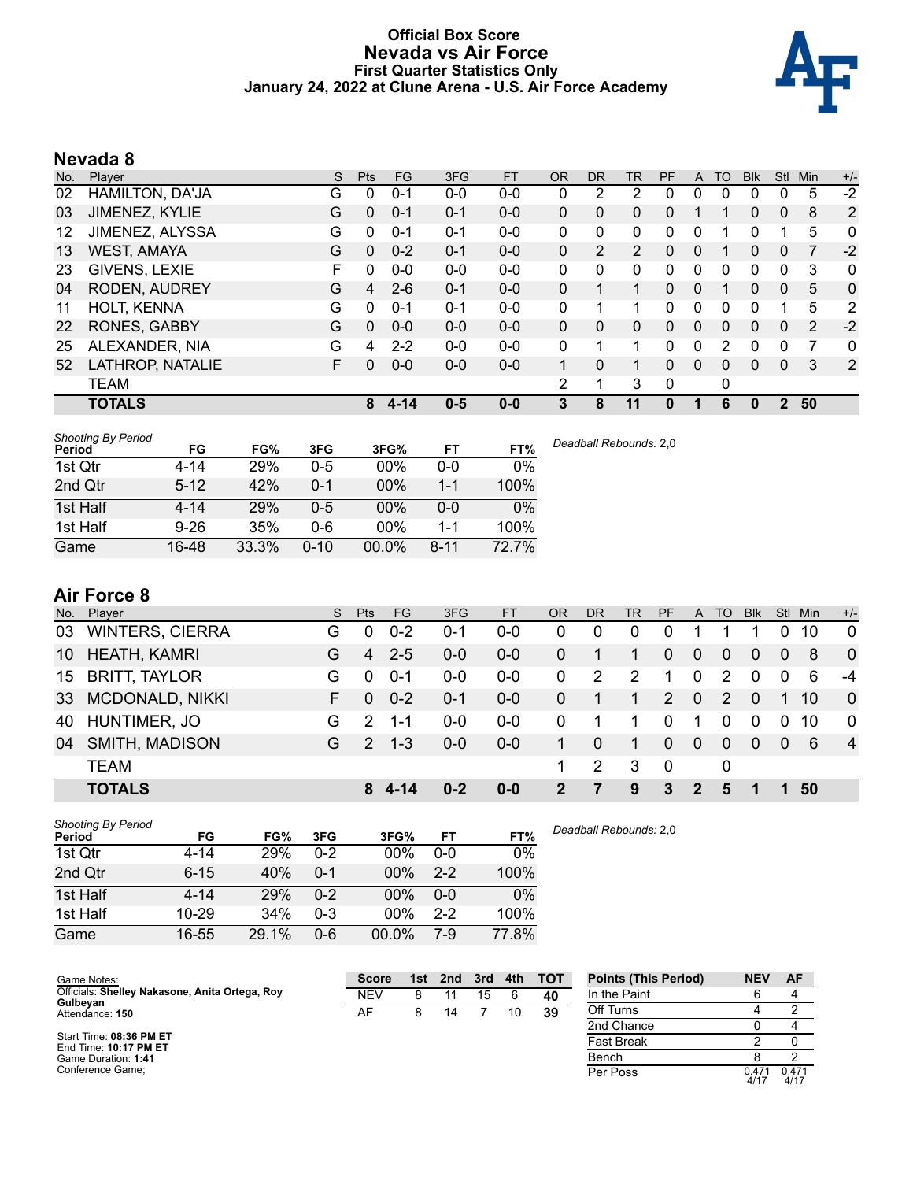# Official Box Score
## Nevada vs Air Force
### First Quarter Statistics Only
### January 24, 2022 at Clune Arena - U.S. Air Force Academy

## Nevada 8

| No. | Player | S | Pts | FG | 3FG | FT | OR | DR | TR | PF | A | TO | Blk | Stl | Min | +/- |
|---|---|---|---|---|---|---|---|---|---|---|---|---|---|---|---|---|
| 02 | HAMILTON, DA'JA | G | 0 | 0-1 | 0-0 | 0-0 | 0 | 2 | 2 | 0 | 0 | 0 | 0 | 0 | 5 | -2 |
| 03 | JIMENEZ, KYLIE | G | 0 | 0-1 | 0-1 | 0-0 | 0 | 0 | 0 | 0 | 1 | 1 | 0 | 0 | 8 | 2 |
| 12 | JIMENEZ, ALYSSA | G | 0 | 0-1 | 0-1 | 0-0 | 0 | 0 | 0 | 0 | 0 | 1 | 0 | 1 | 5 | 0 |
| 13 | WEST, AMAYA | G | 0 | 0-2 | 0-1 | 0-0 | 0 | 2 | 2 | 0 | 0 | 1 | 0 | 0 | 7 | -2 |
| 23 | GIVENS, LEXIE | F | 0 | 0-0 | 0-0 | 0-0 | 0 | 0 | 0 | 0 | 0 | 0 | 0 | 0 | 3 | 0 |
| 04 | RODEN, AUDREY | G | 4 | 2-6 | 0-1 | 0-0 | 0 | 1 | 1 | 0 | 0 | 1 | 0 | 0 | 5 | 0 |
| 11 | HOLT, KENNA | G | 0 | 0-1 | 0-1 | 0-0 | 0 | 1 | 1 | 0 | 0 | 0 | 0 | 1 | 5 | 2 |
| 22 | RONES, GABBY | G | 0 | 0-0 | 0-0 | 0-0 | 0 | 0 | 0 | 0 | 0 | 0 | 0 | 0 | 2 | -2 |
| 25 | ALEXANDER, NIA | G | 4 | 2-2 | 0-0 | 0-0 | 0 | 1 | 1 | 0 | 0 | 2 | 0 | 0 | 7 | 0 |
| 52 | LATHROP, NATALIE | F | 0 | 0-0 | 0-0 | 0-0 | 1 | 0 | 1 | 0 | 0 | 0 | 0 | 0 | 3 | 2 |
| | TEAM | | | | | | 2 | 1 | 3 | 0 | | 0 | | | | |
| | **TOTALS** | | **8** | **4-14** | **0-5** | **0-0** | **3** | **8** | **11** | **0** | **1** | **6** | **0** | **2** | **50** | |

*Shooting By Period*

| Period | FG | FG% | 3FG | 3FG% | FT | FT% |
|---|---|---|---|---|---|---|
| 1st Qtr | 4-14 | 29% | 0-5 | 00% | 0-0 | 0% |
| 2nd Qtr | 5-12 | 42% | 0-1 | 00% | 1-1 | 100% |
| 1st Half | 4-14 | 29% | 0-5 | 00% | 0-0 | 0% |
| 1st Half | 9-26 | 35% | 0-6 | 00% | 1-1 | 100% |
| Game | 16-48 | 33.3% | 0-10 | 00.0% | 8-11 | 72.7% |

*Deadball Rebounds:* 2,0

## Air Force 8

| No. | Player | S | Pts | FG | 3FG | FT | OR | DR | TR | PF | A | TO | Blk | Stl | Min | +/- |
|---|---|---|---|---|---|---|---|---|---|---|---|---|---|---|---|---|
| 03 | WINTERS, CIERRA | G | 0 | 0-2 | 0-1 | 0-0 | 0 | 0 | 0 | 0 | 1 | 1 | 1 | 0 | 10 | 0 |
| 10 | HEATH, KAMRI | G | 4 | 2-5 | 0-0 | 0-0 | 0 | 1 | 1 | 0 | 0 | 0 | 0 | 0 | 8 | 0 |
| 15 | BRITT, TAYLOR | G | 0 | 0-1 | 0-0 | 0-0 | 0 | 2 | 2 | 1 | 0 | 2 | 0 | 0 | 6 | -4 |
| 33 | MCDONALD, NIKKI | F | 0 | 0-2 | 0-1 | 0-0 | 0 | 1 | 1 | 2 | 0 | 2 | 0 | 1 | 10 | 0 |
| 40 | HUNTIMER, JO | G | 2 | 1-1 | 0-0 | 0-0 | 0 | 1 | 1 | 0 | 1 | 0 | 0 | 0 | 10 | 0 |
| 04 | SMITH, MADISON | G | 2 | 1-3 | 0-0 | 0-0 | 1 | 0 | 1 | 0 | 0 | 0 | 0 | 0 | 6 | 4 |
| | TEAM | | | | | | 1 | 2 | 3 | 0 | | 0 | | | | |
| | **TOTALS** | | **8** | **4-14** | **0-2** | **0-0** | **2** | **7** | **9** | **3** | **2** | **5** | **1** | **1** | **50** | |

*Shooting By Period*

| Period | FG | FG% | 3FG | 3FG% | FT | FT% |
|---|---|---|---|---|---|---|
| 1st Qtr | 4-14 | 29% | 0-2 | 00% | 0-0 | 0% |
| 2nd Qtr | 6-15 | 40% | 0-1 | 00% | 2-2 | 100% |
| 1st Half | 4-14 | 29% | 0-2 | 00% | 0-0 | 0% |
| 1st Half | 10-29 | 34% | 0-3 | 00% | 2-2 | 100% |
| Game | 16-55 | 29.1% | 0-6 | 00.0% | 7-9 | 77.8% |

*Deadball Rebounds:* 2,0

Game Notes:
Officials: **Shelley Nakasone, Anita Ortega, Roy Gulbeyan**
Attendance: **150**

Start Time: **08:36 PM ET**
End Time: **10:17 PM ET**
Game Duration: **1:41**
Conference Game;

| Score | 1st | 2nd | 3rd | 4th | TOT |
|---|---|---|---|---|---|
| NEV | 8 | 11 | 15 | 6 | **40** |
| AF | 8 | 14 | 7 | 10 | **39** |

| Points (This Period) | NEV | AF |
|---|---|---|
| In the Paint | 6 | 4 |
| Off Turns | 4 | 2 |
| 2nd Chance | 0 | 4 |
| Fast Break | 2 | 0 |
| Bench | 8 | 2 |
| Per Poss | 0.471 4/17 | 0.471 4/17 |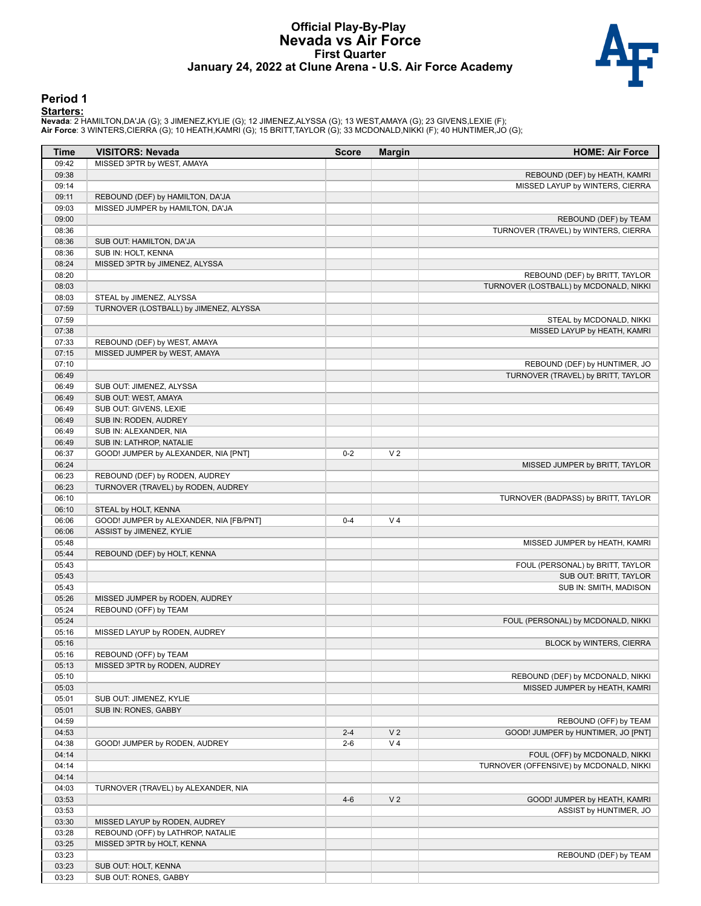# Official Play-By-Play
# Nevada vs Air Force
## First Quarter
## January 24, 2022 at Clune Arena - U.S. Air Force Academy

### Period 1

**Starters:**

**Nevada**: 2 HAMILTON,DA'JA (G); 3 JIMENEZ,KYLIE (G); 12 JIMENEZ,ALYSSA (G); 13 WEST,AMAYA (G); 23 GIVENS,LEXIE (F);
**Air Force**: 3 WINTERS,CIERRA (G); 10 HEATH,KAMRI (G); 15 BRITT,TAYLOR (G); 33 MCDONALD,NIKKI (F); 40 HUNTIMER,JO (G);

| Time | VISITORS: Nevada | Score | Margin | HOME: Air Force |
|---|---|---|---|---|
| 09:42 | MISSED 3PTR by WEST, AMAYA | | | |
| 09:38 | | | | REBOUND (DEF) by HEATH, KAMRI |
| 09:14 | | | | MISSED LAYUP by WINTERS, CIERRA |
| 09:11 | REBOUND (DEF) by HAMILTON, DA'JA | | | |
| 09:03 | MISSED JUMPER by HAMILTON, DA'JA | | | |
| 09:00 | | | | REBOUND (DEF) by TEAM |
| 08:36 | | | | TURNOVER (TRAVEL) by WINTERS, CIERRA |
| 08:36 | SUB OUT: HAMILTON, DA'JA | | | |
| 08:36 | SUB IN: HOLT, KENNA | | | |
| 08:24 | MISSED 3PTR by JIMENEZ, ALYSSA | | | |
| 08:20 | | | | REBOUND (DEF) by BRITT, TAYLOR |
| 08:03 | | | | TURNOVER (LOSTBALL) by MCDONALD, NIKKI |
| 08:03 | STEAL by JIMENEZ, ALYSSA | | | |
| 07:59 | TURNOVER (LOSTBALL) by JIMENEZ, ALYSSA | | | |
| 07:59 | | | | STEAL by MCDONALD, NIKKI |
| 07:38 | | | | MISSED LAYUP by HEATH, KAMRI |
| 07:33 | REBOUND (DEF) by WEST, AMAYA | | | |
| 07:15 | MISSED JUMPER by WEST, AMAYA | | | |
| 07:10 | | | | REBOUND (DEF) by HUNTIMER, JO |
| 06:49 | | | | TURNOVER (TRAVEL) by BRITT, TAYLOR |
| 06:49 | SUB OUT: JIMENEZ, ALYSSA | | | |
| 06:49 | SUB OUT: WEST, AMAYA | | | |
| 06:49 | SUB OUT: GIVENS, LEXIE | | | |
| 06:49 | SUB IN: RODEN, AUDREY | | | |
| 06:49 | SUB IN: ALEXANDER, NIA | | | |
| 06:49 | SUB IN: LATHROP, NATALIE | | | |
| 06:37 | GOOD! JUMPER by ALEXANDER, NIA [PNT] | 0-2 | V 2 | |
| 06:24 | | | | MISSED JUMPER by BRITT, TAYLOR |
| 06:23 | REBOUND (DEF) by RODEN, AUDREY | | | |
| 06:23 | TURNOVER (TRAVEL) by RODEN, AUDREY | | | |
| 06:10 | | | | TURNOVER (BADPASS) by BRITT, TAYLOR |
| 06:10 | STEAL by HOLT, KENNA | | | |
| 06:06 | GOOD! JUMPER by ALEXANDER, NIA [FB/PNT] | 0-4 | V 4 | |
| 06:06 | ASSIST by JIMENEZ, KYLIE | | | |
| 05:48 | | | | MISSED JUMPER by HEATH, KAMRI |
| 05:44 | REBOUND (DEF) by HOLT, KENNA | | | |
| 05:43 | | | | FOUL (PERSONAL) by BRITT, TAYLOR |
| 05:43 | | | | SUB OUT: BRITT, TAYLOR |
| 05:43 | | | | SUB IN: SMITH, MADISON |
| 05:26 | MISSED JUMPER by RODEN, AUDREY | | | |
| 05:24 | REBOUND (OFF) by TEAM | | | |
| 05:24 | | | | FOUL (PERSONAL) by MCDONALD, NIKKI |
| 05:16 | MISSED LAYUP by RODEN, AUDREY | | | |
| 05:16 | | | | BLOCK by WINTERS, CIERRA |
| 05:16 | REBOUND (OFF) by TEAM | | | |
| 05:13 | MISSED 3PTR by RODEN, AUDREY | | | |
| 05:10 | | | | REBOUND (DEF) by MCDONALD, NIKKI |
| 05:03 | | | | MISSED JUMPER by HEATH, KAMRI |
| 05:01 | SUB OUT: JIMENEZ, KYLIE | | | |
| 05:01 | SUB IN: RONES, GABBY | | | |
| 04:59 | | | | REBOUND (OFF) by TEAM |
| 04:53 | | 2-4 | V 2 | GOOD! JUMPER by HUNTIMER, JO [PNT] |
| 04:38 | GOOD! JUMPER by RODEN, AUDREY | 2-6 | V 4 | |
| 04:14 | | | | FOUL (OFF) by MCDONALD, NIKKI |
| 04:14 | | | | TURNOVER (OFFENSIVE) by MCDONALD, NIKKI |
| 04:14 | | | | |
| 04:03 | TURNOVER (TRAVEL) by ALEXANDER, NIA | | | |
| 03:53 | | 4-6 | V 2 | GOOD! JUMPER by HEATH, KAMRI |
| 03:53 | | | | ASSIST by HUNTIMER, JO |
| 03:30 | MISSED LAYUP by RODEN, AUDREY | | | |
| 03:28 | REBOUND (OFF) by LATHROP, NATALIE | | | |
| 03:25 | MISSED 3PTR by HOLT, KENNA | | | |
| 03:23 | | | | REBOUND (DEF) by TEAM |
| 03:23 | SUB OUT: HOLT, KENNA | | | |
| 03:23 | SUB OUT: RONES, GABBY | | | |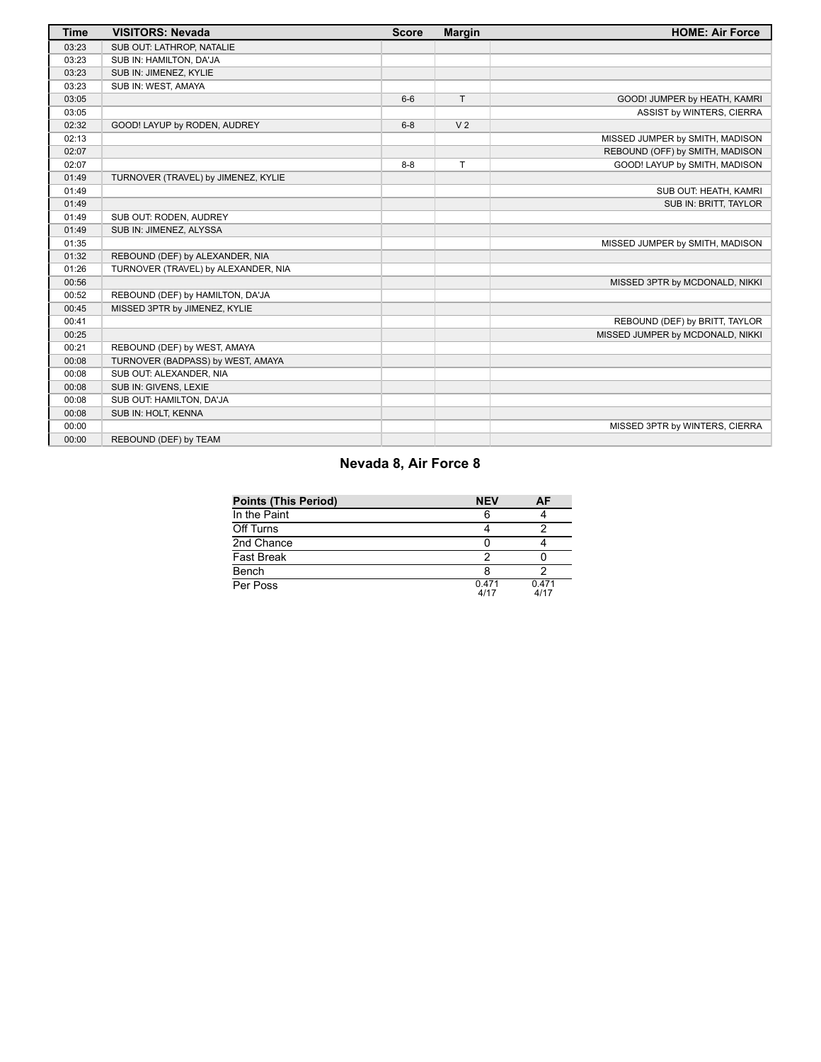| Time | VISITORS: Nevada | Score | Margin | HOME: Air Force |
|---|---|---|---|---|
| 03:23 | SUB OUT: LATHROP, NATALIE | | | |
| 03:23 | SUB IN: HAMILTON, DA'JA | | | |
| 03:23 | SUB IN: JIMENEZ, KYLIE | | | |
| 03:23 | SUB IN: WEST, AMAYA | | | |
| 03:05 | | 6-6 | T | GOOD! JUMPER by HEATH, KAMRI |
| 03:05 | | | | ASSIST by WINTERS, CIERRA |
| 02:32 | GOOD! LAYUP by RODEN, AUDREY | 6-8 | V 2 | |
| 02:13 | | | | MISSED JUMPER by SMITH, MADISON |
| 02:07 | | | | REBOUND (OFF) by SMITH, MADISON |
| 02:07 | | 8-8 | T | GOOD! LAYUP by SMITH, MADISON |
| 01:49 | TURNOVER (TRAVEL) by JIMENEZ, KYLIE | | | |
| 01:49 | | | | SUB OUT: HEATH, KAMRI |
| 01:49 | | | | SUB IN: BRITT, TAYLOR |
| 01:49 | SUB OUT: RODEN, AUDREY | | | |
| 01:49 | SUB IN: JIMENEZ, ALYSSA | | | |
| 01:35 | | | | MISSED JUMPER by SMITH, MADISON |
| 01:32 | REBOUND (DEF) by ALEXANDER, NIA | | | |
| 01:26 | TURNOVER (TRAVEL) by ALEXANDER, NIA | | | |
| 00:56 | | | | MISSED 3PTR by MCDONALD, NIKKI |
| 00:52 | REBOUND (DEF) by HAMILTON, DA'JA | | | |
| 00:45 | MISSED 3PTR by JIMENEZ, KYLIE | | | |
| 00:41 | | | | REBOUND (DEF) by BRITT, TAYLOR |
| 00:25 | | | | MISSED JUMPER by MCDONALD, NIKKI |
| 00:21 | REBOUND (DEF) by WEST, AMAYA | | | |
| 00:08 | TURNOVER (BADPASS) by WEST, AMAYA | | | |
| 00:08 | SUB OUT: ALEXANDER, NIA | | | |
| 00:08 | SUB IN: GIVENS, LEXIE | | | |
| 00:08 | SUB OUT: HAMILTON, DA'JA | | | |
| 00:08 | SUB IN: HOLT, KENNA | | | |
| 00:00 | | | | MISSED 3PTR by WINTERS, CIERRA |
| 00:00 | REBOUND (DEF) by TEAM | | | |

## Nevada 8, Air Force 8

| Points (This Period) | NEV | AF |
|---|---|---|
| In the Paint | 6 | 4 |
| Off Turns | 4 | 2 |
| 2nd Chance | 0 | 4 |
| Fast Break | 2 | 0 |
| Bench | 8 | 2 |
| Per Poss | 0.471 4/17 | 0.471 4/17 |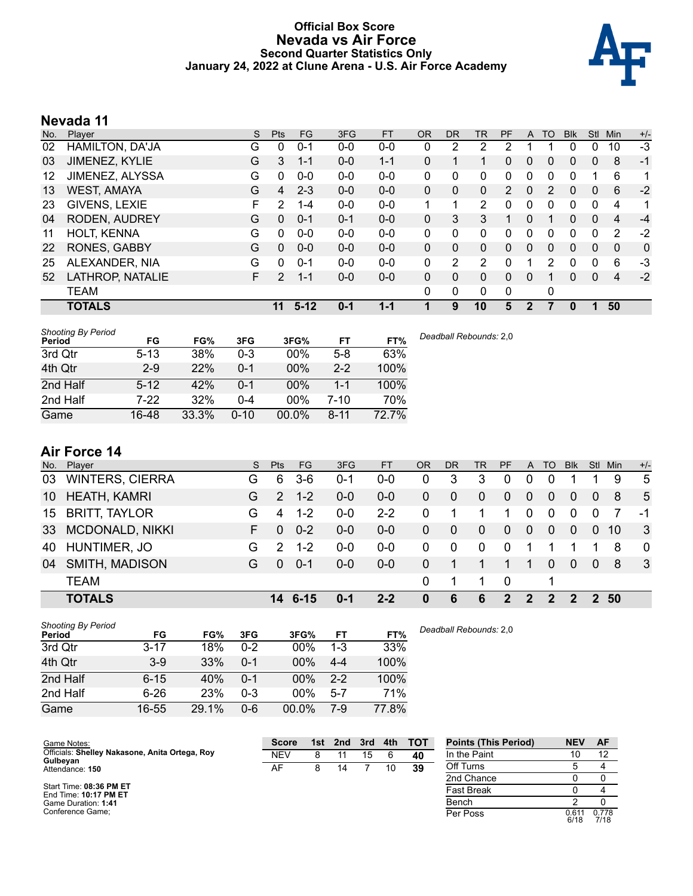# Official Box Score
## Nevada vs Air Force
### Second Quarter Statistics Only
### January 24, 2022 at Clune Arena - U.S. Air Force Academy

## Nevada 11

| No. | Player | S | Pts | FG | 3FG | FT | OR | DR | TR | PF | A | TO | Blk | Stl | Min | +/- |
|---|---|---|---|---|---|---|---|---|---|---|---|---|---|---|---|---|
| 02 | HAMILTON, DA'JA | G | 0 | 0-1 | 0-0 | 0-0 | 0 | 2 | 2 | 2 | 1 | 1 | 0 | 0 | 10 | -3 |
| 03 | JIMENEZ, KYLIE | G | 3 | 1-1 | 0-0 | 1-1 | 0 | 1 | 1 | 0 | 0 | 0 | 0 | 0 | 8 | -1 |
| 12 | JIMENEZ, ALYSSA | G | 0 | 0-0 | 0-0 | 0-0 | 0 | 0 | 0 | 0 | 0 | 0 | 0 | 1 | 6 | 1 |
| 13 | WEST, AMAYA | G | 4 | 2-3 | 0-0 | 0-0 | 0 | 0 | 0 | 2 | 0 | 2 | 0 | 0 | 6 | -2 |
| 23 | GIVENS, LEXIE | F | 2 | 1-4 | 0-0 | 0-0 | 1 | 1 | 2 | 0 | 0 | 0 | 0 | 0 | 4 | 1 |
| 04 | RODEN, AUDREY | G | 0 | 0-1 | 0-1 | 0-0 | 0 | 3 | 3 | 1 | 0 | 1 | 0 | 0 | 4 | -4 |
| 11 | HOLT, KENNA | G | 0 | 0-0 | 0-0 | 0-0 | 0 | 0 | 0 | 0 | 0 | 0 | 0 | 0 | 2 | -2 |
| 22 | RONES, GABBY | G | 0 | 0-0 | 0-0 | 0-0 | 0 | 0 | 0 | 0 | 0 | 0 | 0 | 0 | 0 | 0 |
| 25 | ALEXANDER, NIA | G | 0 | 0-1 | 0-0 | 0-0 | 0 | 2 | 2 | 0 | 1 | 2 | 0 | 0 | 6 | -3 |
| 52 | LATHROP, NATALIE | F | 2 | 1-1 | 0-0 | 0-0 | 0 | 0 | 0 | 0 | 0 | 1 | 0 | 0 | 4 | -2 |
| | TEAM | | | | | | 0 | 0 | 0 | 0 | | 0 | | | | |
| | **TOTALS** | | **11** | **5-12** | **0-1** | **1-1** | **1** | **9** | **10** | **5** | **2** | **7** | **0** | **1** | **50** | |

*Shooting By Period*

| Period | FG | FG% | 3FG | 3FG% | FT | FT% |
|---|---|---|---|---|---|---|
| 3rd Qtr | 5-13 | 38% | 0-3 | 00% | 5-8 | 63% |
| 4th Qtr | 2-9 | 22% | 0-1 | 00% | 2-2 | 100% |
| 2nd Half | 5-12 | 42% | 0-1 | 00% | 1-1 | 100% |
| 2nd Half | 7-22 | 32% | 0-4 | 00% | 7-10 | 70% |
| Game | 16-48 | 33.3% | 0-10 | 00.0% | 8-11 | 72.7% |

*Deadball Rebounds:* 2,0

## Air Force 14

| No. | Player | S | Pts | FG | 3FG | FT | OR | DR | TR | PF | A | TO | Blk | Stl | Min | +/- |
|---|---|---|---|---|---|---|---|---|---|---|---|---|---|---|---|---|
| 03 | WINTERS, CIERRA | G | 6 | 3-6 | 0-1 | 0-0 | 0 | 3 | 3 | 0 | 0 | 0 | 1 | 1 | 9 | 5 |
| 10 | HEATH, KAMRI | G | 2 | 1-2 | 0-0 | 0-0 | 0 | 0 | 0 | 0 | 0 | 0 | 0 | 0 | 8 | 5 |
| 15 | BRITT, TAYLOR | G | 4 | 1-2 | 0-0 | 2-2 | 0 | 1 | 1 | 1 | 0 | 0 | 0 | 0 | 7 | -1 |
| 33 | MCDONALD, NIKKI | F | 0 | 0-2 | 0-0 | 0-0 | 0 | 0 | 0 | 0 | 0 | 0 | 0 | 0 | 10 | 3 |
| 40 | HUNTIMER, JO | G | 2 | 1-2 | 0-0 | 0-0 | 0 | 0 | 0 | 0 | 1 | 1 | 1 | 1 | 8 | 0 |
| 04 | SMITH, MADISON | G | 0 | 0-1 | 0-0 | 0-0 | 0 | 1 | 1 | 1 | 1 | 0 | 0 | 0 | 8 | 3 |
| | TEAM | | | | | | 0 | 1 | 1 | 0 | | 1 | | | | |
| | **TOTALS** | | **14** | **6-15** | **0-1** | **2-2** | **0** | **6** | **6** | **2** | **2** | **2** | **2** | **2** | **50** | |

*Shooting By Period*

| Period | FG | FG% | 3FG | 3FG% | FT | FT% |
|---|---|---|---|---|---|---|
| 3rd Qtr | 3-17 | 18% | 0-2 | 00% | 1-3 | 33% |
| 4th Qtr | 3-9 | 33% | 0-1 | 00% | 4-4 | 100% |
| 2nd Half | 6-15 | 40% | 0-1 | 00% | 2-2 | 100% |
| 2nd Half | 6-26 | 23% | 0-3 | 00% | 5-7 | 71% |
| Game | 16-55 | 29.1% | 0-6 | 00.0% | 7-9 | 77.8% |

*Deadball Rebounds:* 2,0

Game Notes:
Officials: **Shelley Nakasone, Anita Ortega, Roy Gulbeyan**
Attendance: **150**

Start Time: **08:36 PM ET**
End Time: **10:17 PM ET**
Game Duration: **1:41**
Conference Game;

| Score | 1st | 2nd | 3rd | 4th | TOT |
|---|---|---|---|---|---|
| NEV | 8 | 11 | 15 | 6 | **40** |
| AF | 8 | 14 | 7 | 10 | **39** |

| Points (This Period) | NEV | AF |
|---|---|---|
| In the Paint | 10 | 12 |
| Off Turns | 5 | 4 |
| 2nd Chance | 0 | 0 |
| Fast Break | 0 | 4 |
| Bench | 2 | 0 |
| Per Poss | 0.611 6/18 | 0.778 7/18 |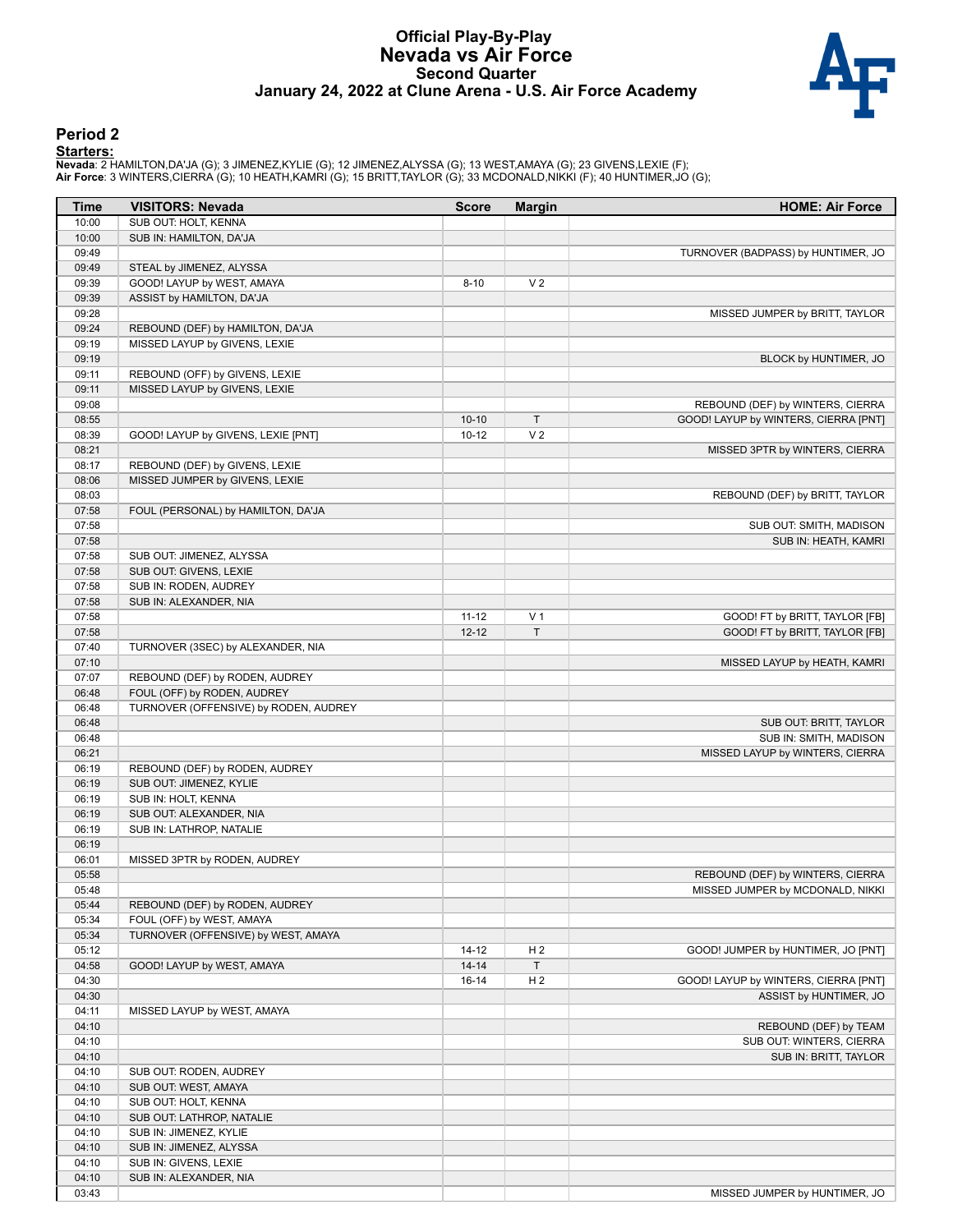# Official Play-By-Play
# Nevada vs Air Force
## Second Quarter
## January 24, 2022 at Clune Arena - U.S. Air Force Academy

### Period 2

**Starters:**

**Nevada**: 2 HAMILTON,DA'JA (G); 3 JIMENEZ,KYLIE (G); 12 JIMENEZ,ALYSSA (G); 13 WEST,AMAYA (G); 23 GIVENS,LEXIE (F);
**Air Force**: 3 WINTERS,CIERRA (G); 10 HEATH,KAMRI (G); 15 BRITT,TAYLOR (G); 33 MCDONALD,NIKKI (F); 40 HUNTIMER,JO (G);

| Time | VISITORS: Nevada | Score | Margin | HOME: Air Force |
|---|---|---|---|---|
| 10:00 | SUB OUT: HOLT, KENNA | | | |
| 10:00 | SUB IN: HAMILTON, DA'JA | | | |
| 09:49 | | | | TURNOVER (BADPASS) by HUNTIMER, JO |
| 09:49 | STEAL by JIMENEZ, ALYSSA | | | |
| 09:39 | GOOD! LAYUP by WEST, AMAYA | 8-10 | V 2 | |
| 09:39 | ASSIST by HAMILTON, DA'JA | | | |
| 09:28 | | | | MISSED JUMPER by BRITT, TAYLOR |
| 09:24 | REBOUND (DEF) by HAMILTON, DA'JA | | | |
| 09:19 | MISSED LAYUP by GIVENS, LEXIE | | | |
| 09:19 | | | | BLOCK by HUNTIMER, JO |
| 09:11 | REBOUND (OFF) by GIVENS, LEXIE | | | |
| 09:11 | MISSED LAYUP by GIVENS, LEXIE | | | |
| 09:08 | | | | REBOUND (DEF) by WINTERS, CIERRA |
| 08:55 | | 10-10 | T | GOOD! LAYUP by WINTERS, CIERRA [PNT] |
| 08:39 | GOOD! LAYUP by GIVENS, LEXIE [PNT] | 10-12 | V 2 | |
| 08:21 | | | | MISSED 3PTR by WINTERS, CIERRA |
| 08:17 | REBOUND (DEF) by GIVENS, LEXIE | | | |
| 08:06 | MISSED JUMPER by GIVENS, LEXIE | | | |
| 08:03 | | | | REBOUND (DEF) by BRITT, TAYLOR |
| 07:58 | FOUL (PERSONAL) by HAMILTON, DA'JA | | | |
| 07:58 | | | | SUB OUT: SMITH, MADISON |
| 07:58 | | | | SUB IN: HEATH, KAMRI |
| 07:58 | SUB OUT: JIMENEZ, ALYSSA | | | |
| 07:58 | SUB OUT: GIVENS, LEXIE | | | |
| 07:58 | SUB IN: RODEN, AUDREY | | | |
| 07:58 | SUB IN: ALEXANDER, NIA | | | |
| 07:58 | | 11-12 | V 1 | GOOD! FT by BRITT, TAYLOR [FB] |
| 07:58 | | 12-12 | T | GOOD! FT by BRITT, TAYLOR [FB] |
| 07:40 | TURNOVER (3SEC) by ALEXANDER, NIA | | | |
| 07:10 | | | | MISSED LAYUP by HEATH, KAMRI |
| 07:07 | REBOUND (DEF) by RODEN, AUDREY | | | |
| 06:48 | FOUL (OFF) by RODEN, AUDREY | | | |
| 06:48 | TURNOVER (OFFENSIVE) by RODEN, AUDREY | | | |
| 06:48 | | | | SUB OUT: BRITT, TAYLOR |
| 06:48 | | | | SUB IN: SMITH, MADISON |
| 06:21 | | | | MISSED LAYUP by WINTERS, CIERRA |
| 06:19 | REBOUND (DEF) by RODEN, AUDREY | | | |
| 06:19 | SUB OUT: JIMENEZ, KYLIE | | | |
| 06:19 | SUB IN: HOLT, KENNA | | | |
| 06:19 | SUB OUT: ALEXANDER, NIA | | | |
| 06:19 | SUB IN: LATHROP, NATALIE | | | |
| 06:19 | | | | |
| 06:01 | MISSED 3PTR by RODEN, AUDREY | | | |
| 05:58 | | | | REBOUND (DEF) by WINTERS, CIERRA |
| 05:48 | | | | MISSED JUMPER by MCDONALD, NIKKI |
| 05:44 | REBOUND (DEF) by RODEN, AUDREY | | | |
| 05:34 | FOUL (OFF) by WEST, AMAYA | | | |
| 05:34 | TURNOVER (OFFENSIVE) by WEST, AMAYA | | | |
| 05:12 | | 14-12 | H 2 | GOOD! JUMPER by HUNTIMER, JO [PNT] |
| 04:58 | GOOD! LAYUP by WEST, AMAYA | 14-14 | T | |
| 04:30 | | 16-14 | H 2 | GOOD! LAYUP by WINTERS, CIERRA [PNT] |
| 04:30 | | | | ASSIST by HUNTIMER, JO |
| 04:11 | MISSED LAYUP by WEST, AMAYA | | | |
| 04:10 | | | | REBOUND (DEF) by TEAM |
| 04:10 | | | | SUB OUT: WINTERS, CIERRA |
| 04:10 | | | | SUB IN: BRITT, TAYLOR |
| 04:10 | SUB OUT: RODEN, AUDREY | | | |
| 04:10 | SUB OUT: WEST, AMAYA | | | |
| 04:10 | SUB OUT: HOLT, KENNA | | | |
| 04:10 | SUB OUT: LATHROP, NATALIE | | | |
| 04:10 | SUB IN: JIMENEZ, KYLIE | | | |
| 04:10 | SUB IN: JIMENEZ, ALYSSA | | | |
| 04:10 | SUB IN: GIVENS, LEXIE | | | |
| 04:10 | SUB IN: ALEXANDER, NIA | | | |
| 03:43 | | | | MISSED JUMPER by HUNTIMER, JO |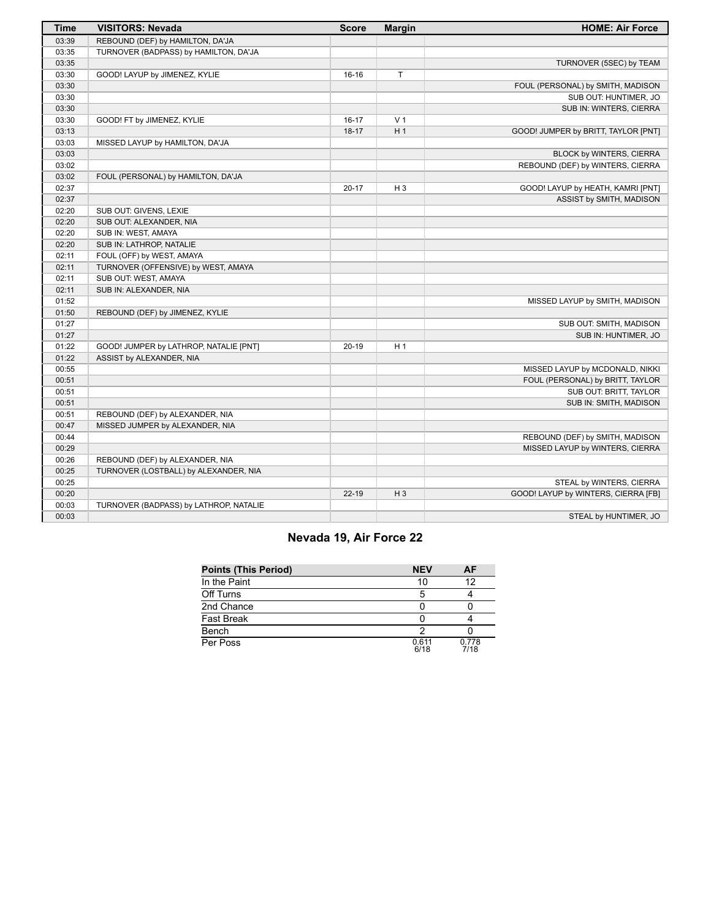| Time | VISITORS: Nevada | Score | Margin | HOME: Air Force |
| --- | --- | --- | --- | --- |
| 03:39 | REBOUND (DEF) by HAMILTON, DA'JA | | | |
| 03:35 | TURNOVER (BADPASS) by HAMILTON, DA'JA | | | |
| 03:35 | | | | TURNOVER (5SEC) by TEAM |
| 03:30 | GOOD! LAYUP by JIMENEZ, KYLIE | 16-16 | T | |
| 03:30 | | | | FOUL (PERSONAL) by SMITH, MADISON |
| 03:30 | | | | SUB OUT: HUNTIMER, JO |
| 03:30 | | | | SUB IN: WINTERS, CIERRA |
| 03:30 | GOOD! FT by JIMENEZ, KYLIE | 16-17 | V 1 | |
| 03:13 | | 18-17 | H 1 | GOOD! JUMPER by BRITT, TAYLOR [PNT] |
| 03:03 | MISSED LAYUP by HAMILTON, DA'JA | | | |
| 03:03 | | | | BLOCK by WINTERS, CIERRA |
| 03:02 | | | | REBOUND (DEF) by WINTERS, CIERRA |
| 03:02 | FOUL (PERSONAL) by HAMILTON, DA'JA | | | |
| 02:37 | | 20-17 | H 3 | GOOD! LAYUP by HEATH, KAMRI [PNT] |
| 02:37 | | | | ASSIST by SMITH, MADISON |
| 02:20 | SUB OUT: GIVENS, LEXIE | | | |
| 02:20 | SUB OUT: ALEXANDER, NIA | | | |
| 02:20 | SUB IN: WEST, AMAYA | | | |
| 02:20 | SUB IN: LATHROP, NATALIE | | | |
| 02:11 | FOUL (OFF) by WEST, AMAYA | | | |
| 02:11 | TURNOVER (OFFENSIVE) by WEST, AMAYA | | | |
| 02:11 | SUB OUT: WEST, AMAYA | | | |
| 02:11 | SUB IN: ALEXANDER, NIA | | | |
| 01:52 | | | | MISSED LAYUP by SMITH, MADISON |
| 01:50 | REBOUND (DEF) by JIMENEZ, KYLIE | | | |
| 01:27 | | | | SUB OUT: SMITH, MADISON |
| 01:27 | | | | SUB IN: HUNTIMER, JO |
| 01:22 | GOOD! JUMPER by LATHROP, NATALIE [PNT] | 20-19 | H 1 | |
| 01:22 | ASSIST by ALEXANDER, NIA | | | |
| 00:55 | | | | MISSED LAYUP by MCDONALD, NIKKI |
| 00:51 | | | | FOUL (PERSONAL) by BRITT, TAYLOR |
| 00:51 | | | | SUB OUT: BRITT, TAYLOR |
| 00:51 | | | | SUB IN: SMITH, MADISON |
| 00:51 | REBOUND (DEF) by ALEXANDER, NIA | | | |
| 00:47 | MISSED JUMPER by ALEXANDER, NIA | | | |
| 00:44 | | | | REBOUND (DEF) by SMITH, MADISON |
| 00:29 | | | | MISSED LAYUP by WINTERS, CIERRA |
| 00:26 | REBOUND (DEF) by ALEXANDER, NIA | | | |
| 00:25 | TURNOVER (LOSTBALL) by ALEXANDER, NIA | | | |
| 00:25 | | | | STEAL by WINTERS, CIERRA |
| 00:20 | | 22-19 | H 3 | GOOD! LAYUP by WINTERS, CIERRA [FB] |
| 00:03 | TURNOVER (BADPASS) by LATHROP, NATALIE | | | |
| 00:03 | | | | STEAL by HUNTIMER, JO |

## Nevada 19, Air Force 22

| Points (This Period) | NEV | AF |
| --- | --- | --- |
| In the Paint | 10 | 12 |
| Off Turns | 5 | 4 |
| 2nd Chance | 0 | 0 |
| Fast Break | 0 | 4 |
| Bench | 2 | 0 |
| Per Poss | 0.611 6/18 | 0.778 7/18 |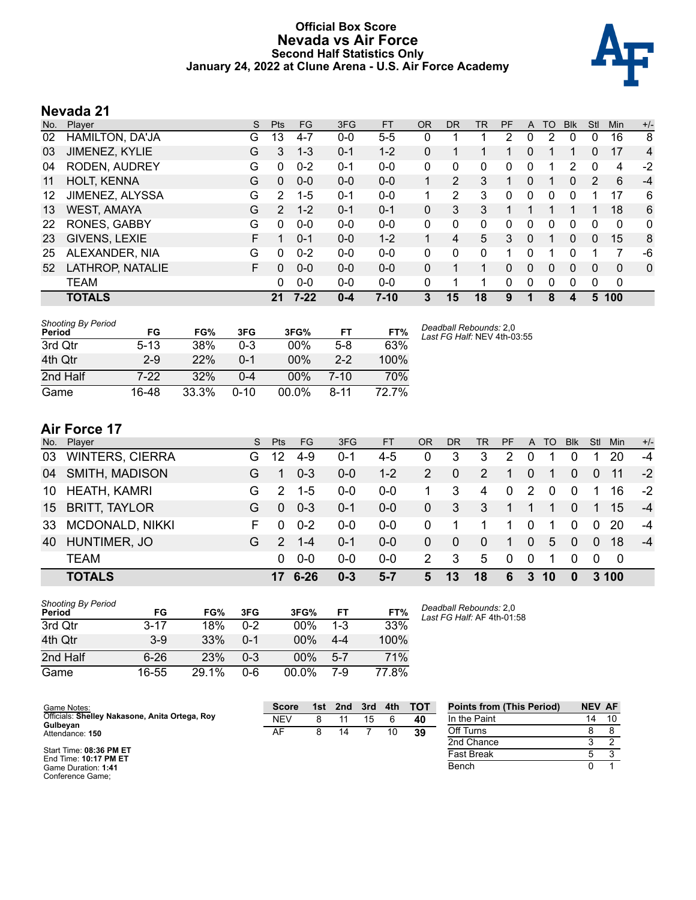# Official Box Score
# Nevada vs Air Force
### Second Half Statistics Only
### January 24, 2022 at Clune Arena - U.S. Air Force Academy

## Nevada 21

| No. | Player | S | Pts | FG | 3FG | FT | OR | DR | TR | PF | A | TO | Blk | Stl | Min | +/- |
|---|---|---|---|---|---|---|---|---|---|---|---|---|---|---|---|---|
| 02 | HAMILTON, DA'JA | G | 13 | 4-7 | 0-0 | 5-5 | 0 | 1 | 1 | 2 | 0 | 2 | 0 | 0 | 16 | 8 |
| 03 | JIMENEZ, KYLIE | G | 3 | 1-3 | 0-1 | 1-2 | 0 | 1 | 1 | 1 | 0 | 1 | 1 | 0 | 17 | 4 |
| 04 | RODEN, AUDREY | G | 0 | 0-2 | 0-1 | 0-0 | 0 | 0 | 0 | 0 | 0 | 1 | 2 | 0 | 4 | -2 |
| 11 | HOLT, KENNA | G | 0 | 0-0 | 0-0 | 0-0 | 1 | 2 | 3 | 1 | 0 | 1 | 0 | 2 | 6 | -4 |
| 12 | JIMENEZ, ALYSSA | G | 2 | 1-5 | 0-1 | 0-0 | 1 | 2 | 3 | 0 | 0 | 0 | 0 | 1 | 17 | 6 |
| 13 | WEST, AMAYA | G | 2 | 1-2 | 0-1 | 0-1 | 0 | 3 | 3 | 1 | 1 | 1 | 1 | 1 | 18 | 6 |
| 22 | RONES, GABBY | G | 0 | 0-0 | 0-0 | 0-0 | 0 | 0 | 0 | 0 | 0 | 0 | 0 | 0 | 0 | 0 |
| 23 | GIVENS, LEXIE | F | 1 | 0-1 | 0-0 | 1-2 | 1 | 4 | 5 | 3 | 0 | 1 | 0 | 0 | 15 | 8 |
| 25 | ALEXANDER, NIA | G | 0 | 0-2 | 0-0 | 0-0 | 0 | 0 | 0 | 1 | 0 | 1 | 0 | 1 | 7 | -6 |
| 52 | LATHROP, NATALIE | F | 0 | 0-0 | 0-0 | 0-0 | 0 | 1 | 1 | 0 | 0 | 0 | 0 | 0 | 0 | 0 |
| | TEAM | | 0 | 0-0 | 0-0 | 0-0 | 0 | 1 | 1 | 0 | 0 | 0 | 0 | 0 | 0 | |
| | **TOTALS** | | **21** | **7-22** | **0-4** | **7-10** | **3** | **15** | **18** | **9** | **1** | **8** | **4** | **5** | **100** | |

*Shooting By Period*

| Period | FG | FG% | 3FG | 3FG% | FT | FT% |
|---|---|---|---|---|---|---|
| 3rd Qtr | 5-13 | 38% | 0-3 | 00% | 5-8 | 63% |
| 4th Qtr | 2-9 | 22% | 0-1 | 00% | 2-2 | 100% |
| 2nd Half | 7-22 | 32% | 0-4 | 00% | 7-10 | 70% |
| Game | 16-48 | 33.3% | 0-10 | 00.0% | 8-11 | 72.7% |

*Deadball Rebounds:* 2,0
*Last FG Half:* NEV 4th-03:55

## Air Force 17

| No. | Player | S | Pts | FG | 3FG | FT | OR | DR | TR | PF | A | TO | Blk | Stl | Min | +/- |
|---|---|---|---|---|---|---|---|---|---|---|---|---|---|---|---|---|
| 03 | WINTERS, CIERRA | G | 12 | 4-9 | 0-1 | 4-5 | 0 | 3 | 3 | 2 | 0 | 1 | 0 | 1 | 20 | -4 |
| 04 | SMITH, MADISON | G | 1 | 0-3 | 0-0 | 1-2 | 2 | 0 | 2 | 1 | 0 | 1 | 0 | 0 | 11 | -2 |
| 10 | HEATH, KAMRI | G | 2 | 1-5 | 0-0 | 0-0 | 1 | 3 | 4 | 0 | 2 | 0 | 0 | 1 | 16 | -2 |
| 15 | BRITT, TAYLOR | G | 0 | 0-3 | 0-1 | 0-0 | 0 | 3 | 3 | 1 | 1 | 1 | 0 | 1 | 15 | -4 |
| 33 | MCDONALD, NIKKI | F | 0 | 0-2 | 0-0 | 0-0 | 0 | 1 | 1 | 1 | 0 | 1 | 0 | 0 | 20 | -4 |
| 40 | HUNTIMER, JO | G | 2 | 1-4 | 0-1 | 0-0 | 0 | 0 | 0 | 1 | 0 | 5 | 0 | 0 | 18 | -4 |
| | TEAM | | 0 | 0-0 | 0-0 | 0-0 | 2 | 3 | 5 | 0 | 0 | 1 | 0 | 0 | 0 | |
| | **TOTALS** | | **17** | **6-26** | **0-3** | **5-7** | **5** | **13** | **18** | **6** | **3** | **10** | **0** | **3** | **100** | |

*Shooting By Period*

| Period | FG | FG% | 3FG | 3FG% | FT | FT% |
|---|---|---|---|---|---|---|
| 3rd Qtr | 3-17 | 18% | 0-2 | 00% | 1-3 | 33% |
| 4th Qtr | 3-9 | 33% | 0-1 | 00% | 4-4 | 100% |
| 2nd Half | 6-26 | 23% | 0-3 | 00% | 5-7 | 71% |
| Game | 16-55 | 29.1% | 0-6 | 00.0% | 7-9 | 77.8% |

*Deadball Rebounds:* 2,0
*Last FG Half:* AF 4th-01:58

Game Notes:
Officials: **Shelley Nakasone, Anita Ortega, Roy Gulbeyan**
Attendance: **150**

Start Time: **08:36 PM ET**
End Time: **10:17 PM ET**
Game Duration: **1:41**
Conference Game;

| Score | 1st | 2nd | 3rd | 4th | TOT |
|---|---|---|---|---|---|
| NEV | 8 | 11 | 15 | 6 | **40** |
| AF | 8 | 14 | 7 | 10 | **39** |

| Points from (This Period) | NEV | AF |
|---|---|---|
| In the Paint | 14 | 10 |
| Off Turns | 8 | 8 |
| 2nd Chance | 3 | 2 |
| Fast Break | 5 | 3 |
| Bench | 0 | 1 |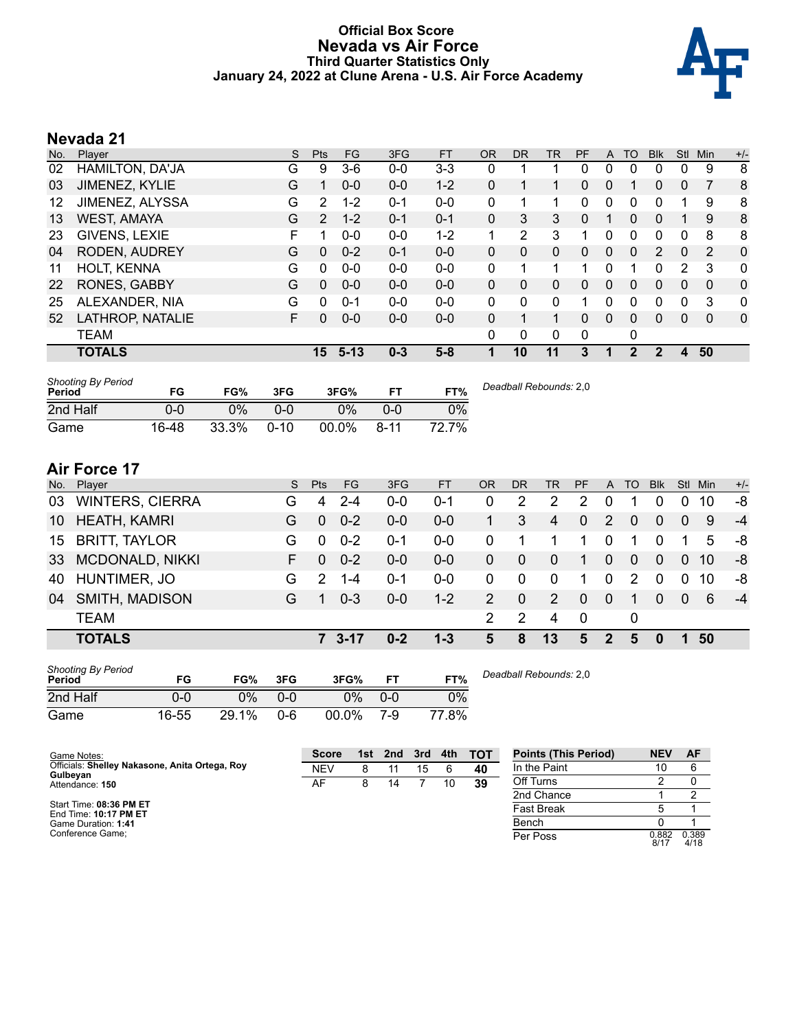# Official Box Score
## Nevada vs Air Force
### Third Quarter Statistics Only
### January 24, 2022 at Clune Arena - U.S. Air Force Academy

## Nevada 21

| No. | Player | S | Pts | FG | 3FG | FT | OR | DR | TR | PF | A | TO | Blk | Stl | Min | +/- |
|---|---|---|---|---|---|---|---|---|---|---|---|---|---|---|---|---|
| 02 | HAMILTON, DA'JA | G | 9 | 3-6 | 0-0 | 3-3 | 0 | 1 | 1 | 0 | 0 | 0 | 0 | 0 | 9 | 8 |
| 03 | JIMENEZ, KYLIE | G | 1 | 0-0 | 0-0 | 1-2 | 0 | 1 | 1 | 0 | 0 | 1 | 0 | 0 | 7 | 8 |
| 12 | JIMENEZ, ALYSSA | G | 2 | 1-2 | 0-1 | 0-0 | 0 | 1 | 1 | 0 | 0 | 0 | 0 | 1 | 9 | 8 |
| 13 | WEST, AMAYA | G | 2 | 1-2 | 0-1 | 0-1 | 0 | 3 | 3 | 0 | 1 | 0 | 0 | 1 | 9 | 8 |
| 23 | GIVENS, LEXIE | F | 1 | 0-0 | 0-0 | 1-2 | 1 | 2 | 3 | 1 | 0 | 0 | 0 | 0 | 8 | 8 |
| 04 | RODEN, AUDREY | G | 0 | 0-2 | 0-1 | 0-0 | 0 | 0 | 0 | 0 | 0 | 0 | 2 | 0 | 2 | 0 |
| 11 | HOLT, KENNA | G | 0 | 0-0 | 0-0 | 0-0 | 0 | 1 | 1 | 1 | 0 | 1 | 0 | 2 | 3 | 0 |
| 22 | RONES, GABBY | G | 0 | 0-0 | 0-0 | 0-0 | 0 | 0 | 0 | 0 | 0 | 0 | 0 | 0 | 0 | 0 |
| 25 | ALEXANDER, NIA | G | 0 | 0-1 | 0-0 | 0-0 | 0 | 0 | 0 | 1 | 0 | 0 | 0 | 0 | 3 | 0 |
| 52 | LATHROP, NATALIE | F | 0 | 0-0 | 0-0 | 0-0 | 0 | 1 | 1 | 0 | 0 | 0 | 0 | 0 | 0 | 0 |
| | TEAM | | | | | | 0 | 0 | 0 | 0 | | 0 | | | | |
| | **TOTALS** | | **15** | **5-13** | **0-3** | **5-8** | **1** | **10** | **11** | **3** | **1** | **2** | **2** | **4** | **50** | |

| Shooting By Period Period | FG | FG% | 3FG | 3FG% | FT | FT% |
|---|---|---|---|---|---|---|
| 2nd Half | 0-0 | 0% | 0-0 | 0% | 0-0 | 0% |
| Game | 16-48 | 33.3% | 0-10 | 00.0% | 8-11 | 72.7% |

*Deadball Rebounds:* 2,0

## Air Force 17

| No. | Player | S | Pts | FG | 3FG | FT | OR | DR | TR | PF | A | TO | Blk | Stl | Min | +/- |
|---|---|---|---|---|---|---|---|---|---|---|---|---|---|---|---|---|
| 03 | WINTERS, CIERRA | G | 4 | 2-4 | 0-0 | 0-1 | 0 | 2 | 2 | 2 | 0 | 1 | 0 | 0 | 10 | -8 |
| 10 | HEATH, KAMRI | G | 0 | 0-2 | 0-0 | 0-0 | 1 | 3 | 4 | 0 | 2 | 0 | 0 | 0 | 9 | -4 |
| 15 | BRITT, TAYLOR | G | 0 | 0-2 | 0-1 | 0-0 | 0 | 1 | 1 | 1 | 0 | 1 | 0 | 1 | 5 | -8 |
| 33 | MCDONALD, NIKKI | F | 0 | 0-2 | 0-0 | 0-0 | 0 | 0 | 0 | 1 | 0 | 0 | 0 | 0 | 10 | -8 |
| 40 | HUNTIMER, JO | G | 2 | 1-4 | 0-1 | 0-0 | 0 | 0 | 0 | 1 | 0 | 2 | 0 | 0 | 10 | -8 |
| 04 | SMITH, MADISON | G | 1 | 0-3 | 0-0 | 1-2 | 2 | 0 | 2 | 0 | 0 | 1 | 0 | 0 | 6 | -4 |
| | TEAM | | | | | | 2 | 2 | 4 | 0 | | 0 | | | | |
| | **TOTALS** | | **7** | **3-17** | **0-2** | **1-3** | **5** | **8** | **13** | **5** | **2** | **5** | **0** | **1** | **50** | |

| Shooting By Period Period | FG | FG% | 3FG | 3FG% | FT | FT% |
|---|---|---|---|---|---|---|
| 2nd Half | 0-0 | 0% | 0-0 | 0% | 0-0 | 0% |
| Game | 16-55 | 29.1% | 0-6 | 00.0% | 7-9 | 77.8% |

*Deadball Rebounds:* 2,0

Game Notes:
Officials: **Shelley Nakasone, Anita Ortega, Roy Gulbeyan**
Attendance: **150**

Start Time: **08:36 PM ET**
End Time: **10:17 PM ET**
Game Duration: **1:41**
Conference Game;

| Score | 1st | 2nd | 3rd | 4th | TOT |
|---|---|---|---|---|---|
| NEV | 8 | 11 | 15 | 6 | **40** |
| AF | 8 | 14 | 7 | 10 | **39** |

| Points (This Period) | NEV | AF |
|---|---|---|
| In the Paint | 10 | 6 |
| Off Turns | 2 | 0 |
| 2nd Chance | 1 | 2 |
| Fast Break | 5 | 1 |
| Bench | 0 | 1 |
| Per Poss | 0.882 8/17 | 0.389 4/18 |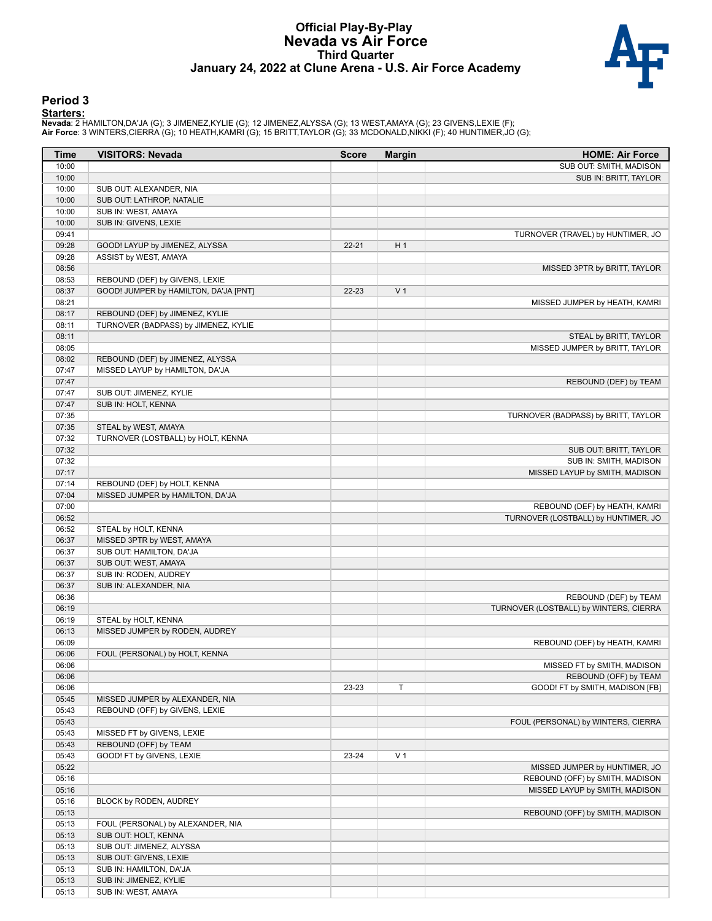# Official Play-By-Play
## Nevada vs Air Force
### Third Quarter
### January 24, 2022 at Clune Arena - U.S. Air Force Academy

## Period 3

**Starters:**

**Nevada**: 2 HAMILTON,DA'JA (G); 3 JIMENEZ,KYLIE (G); 12 JIMENEZ,ALYSSA (G); 13 WEST,AMAYA (G); 23 GIVENS,LEXIE (F);
**Air Force**: 3 WINTERS,CIERRA (G); 10 HEATH,KAMRI (G); 15 BRITT,TAYLOR (G); 33 MCDONALD,NIKKI (F); 40 HUNTIMER,JO (G);

| Time | VISITORS: Nevada | Score | Margin | HOME: Air Force |
|---|---|---|---|---|
| 10:00 | | | | SUB OUT: SMITH, MADISON |
| 10:00 | | | | SUB IN: BRITT, TAYLOR |
| 10:00 | SUB OUT: ALEXANDER, NIA | | | |
| 10:00 | SUB OUT: LATHROP, NATALIE | | | |
| 10:00 | SUB IN: WEST, AMAYA | | | |
| 10:00 | SUB IN: GIVENS, LEXIE | | | |
| 09:41 | | | | TURNOVER (TRAVEL) by HUNTIMER, JO |
| 09:28 | GOOD! LAYUP by JIMENEZ, ALYSSA | 22-21 | H 1 | |
| 09:28 | ASSIST by WEST, AMAYA | | | |
| 08:56 | | | | MISSED 3PTR by BRITT, TAYLOR |
| 08:53 | REBOUND (DEF) by GIVENS, LEXIE | | | |
| 08:37 | GOOD! JUMPER by HAMILTON, DA'JA [PNT] | 22-23 | V 1 | |
| 08:21 | | | | MISSED JUMPER by HEATH, KAMRI |
| 08:17 | REBOUND (DEF) by JIMENEZ, KYLIE | | | |
| 08:11 | TURNOVER (BADPASS) by JIMENEZ, KYLIE | | | |
| 08:11 | | | | STEAL by BRITT, TAYLOR |
| 08:05 | | | | MISSED JUMPER by BRITT, TAYLOR |
| 08:02 | REBOUND (DEF) by JIMENEZ, ALYSSA | | | |
| 07:47 | MISSED LAYUP by HAMILTON, DA'JA | | | |
| 07:47 | | | | REBOUND (DEF) by TEAM |
| 07:47 | SUB OUT: JIMENEZ, KYLIE | | | |
| 07:47 | SUB IN: HOLT, KENNA | | | |
| 07:35 | | | | TURNOVER (BADPASS) by BRITT, TAYLOR |
| 07:35 | STEAL by WEST, AMAYA | | | |
| 07:32 | TURNOVER (LOSTBALL) by HOLT, KENNA | | | |
| 07:32 | | | | SUB OUT: BRITT, TAYLOR |
| 07:32 | | | | SUB IN: SMITH, MADISON |
| 07:17 | | | | MISSED LAYUP by SMITH, MADISON |
| 07:14 | REBOUND (DEF) by HOLT, KENNA | | | |
| 07:04 | MISSED JUMPER by HAMILTON, DA'JA | | | |
| 07:00 | | | | REBOUND (DEF) by HEATH, KAMRI |
| 06:52 | | | | TURNOVER (LOSTBALL) by HUNTIMER, JO |
| 06:52 | STEAL by HOLT, KENNA | | | |
| 06:37 | MISSED 3PTR by WEST, AMAYA | | | |
| 06:37 | SUB OUT: HAMILTON, DA'JA | | | |
| 06:37 | SUB OUT: WEST, AMAYA | | | |
| 06:37 | SUB IN: RODEN, AUDREY | | | |
| 06:37 | SUB IN: ALEXANDER, NIA | | | |
| 06:36 | | | | REBOUND (DEF) by TEAM |
| 06:19 | | | | TURNOVER (LOSTBALL) by WINTERS, CIERRA |
| 06:19 | STEAL by HOLT, KENNA | | | |
| 06:13 | MISSED JUMPER by RODEN, AUDREY | | | |
| 06:09 | | | | REBOUND (DEF) by HEATH, KAMRI |
| 06:06 | FOUL (PERSONAL) by HOLT, KENNA | | | |
| 06:06 | | | | MISSED FT by SMITH, MADISON |
| 06:06 | | | | REBOUND (OFF) by TEAM |
| 06:06 | | 23-23 | T | GOOD! FT by SMITH, MADISON [FB] |
| 05:45 | MISSED JUMPER by ALEXANDER, NIA | | | |
| 05:43 | REBOUND (OFF) by GIVENS, LEXIE | | | |
| 05:43 | | | | FOUL (PERSONAL) by WINTERS, CIERRA |
| 05:43 | MISSED FT by GIVENS, LEXIE | | | |
| 05:43 | REBOUND (OFF) by TEAM | | | |
| 05:43 | GOOD! FT by GIVENS, LEXIE | 23-24 | V 1 | |
| 05:22 | | | | MISSED JUMPER by HUNTIMER, JO |
| 05:16 | | | | REBOUND (OFF) by SMITH, MADISON |
| 05:16 | | | | MISSED LAYUP by SMITH, MADISON |
| 05:16 | BLOCK by RODEN, AUDREY | | | |
| 05:13 | | | | REBOUND (OFF) by SMITH, MADISON |
| 05:13 | FOUL (PERSONAL) by ALEXANDER, NIA | | | |
| 05:13 | SUB OUT: HOLT, KENNA | | | |
| 05:13 | SUB OUT: JIMENEZ, ALYSSA | | | |
| 05:13 | SUB OUT: GIVENS, LEXIE | | | |
| 05:13 | SUB IN: HAMILTON, DA'JA | | | |
| 05:13 | SUB IN: JIMENEZ, KYLIE | | | |
| 05:13 | SUB IN: WEST, AMAYA | | | |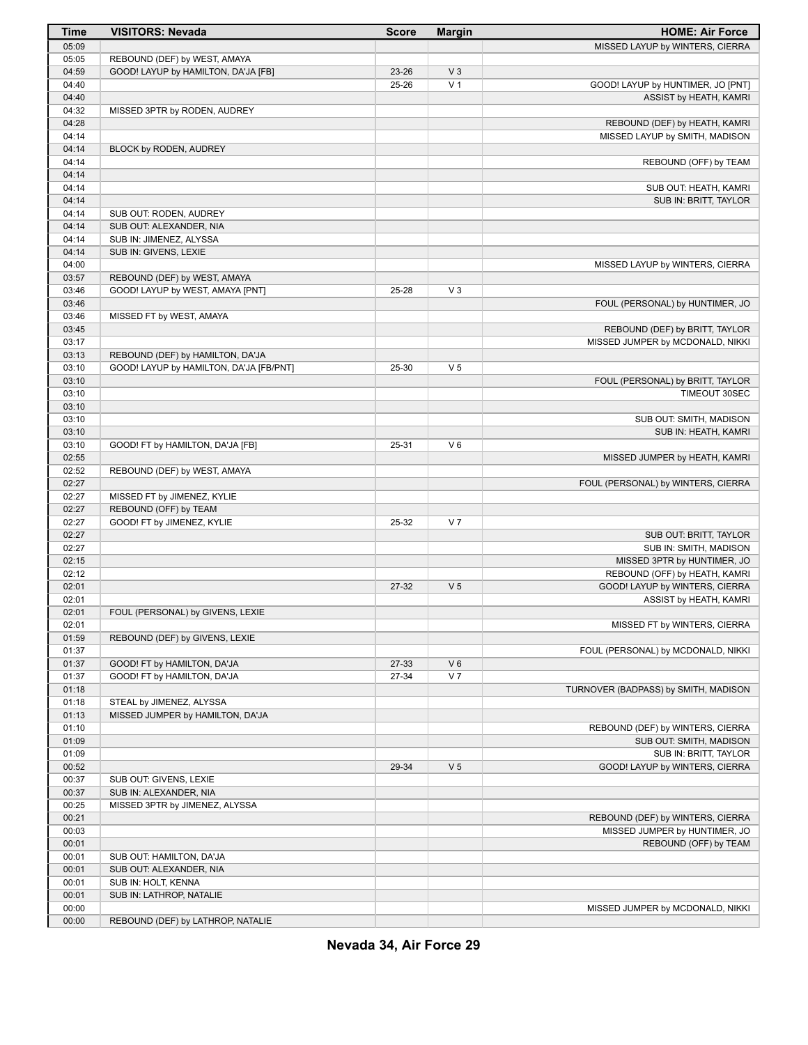| Time | VISITORS: Nevada | Score | Margin | HOME: Air Force |
| --- | --- | --- | --- | --- |
| 05:09 | | | | MISSED LAYUP by WINTERS, CIERRA |
| 05:05 | REBOUND (DEF) by WEST, AMAYA | | | |
| 04:59 | GOOD! LAYUP by HAMILTON, DA'JA [FB] | 23-26 | V 3 | |
| 04:40 | | 25-26 | V 1 | GOOD! LAYUP by HUNTIMER, JO [PNT] |
| 04:40 | | | | ASSIST by HEATH, KAMRI |
| 04:32 | MISSED 3PTR by RODEN, AUDREY | | | |
| 04:28 | | | | REBOUND (DEF) by HEATH, KAMRI |
| 04:14 | | | | MISSED LAYUP by SMITH, MADISON |
| 04:14 | BLOCK by RODEN, AUDREY | | | |
| 04:14 | | | | REBOUND (OFF) by TEAM |
| 04:14 | | | | |
| 04:14 | | | | SUB OUT: HEATH, KAMRI |
| 04:14 | | | | SUB IN: BRITT, TAYLOR |
| 04:14 | SUB OUT: RODEN, AUDREY | | | |
| 04:14 | SUB OUT: ALEXANDER, NIA | | | |
| 04:14 | SUB IN: JIMENEZ, ALYSSA | | | |
| 04:14 | SUB IN: GIVENS, LEXIE | | | |
| 04:00 | | | | MISSED LAYUP by WINTERS, CIERRA |
| 03:57 | REBOUND (DEF) by WEST, AMAYA | | | |
| 03:46 | GOOD! LAYUP by WEST, AMAYA [PNT] | 25-28 | V 3 | |
| 03:46 | | | | FOUL (PERSONAL) by HUNTIMER, JO |
| 03:46 | MISSED FT by WEST, AMAYA | | | |
| 03:45 | | | | REBOUND (DEF) by BRITT, TAYLOR |
| 03:17 | | | | MISSED JUMPER by MCDONALD, NIKKI |
| 03:13 | REBOUND (DEF) by HAMILTON, DA'JA | | | |
| 03:10 | GOOD! LAYUP by HAMILTON, DA'JA [FB/PNT] | 25-30 | V 5 | |
| 03:10 | | | | FOUL (PERSONAL) by BRITT, TAYLOR |
| 03:10 | | | | TIMEOUT 30SEC |
| 03:10 | | | | |
| 03:10 | | | | SUB OUT: SMITH, MADISON |
| 03:10 | | | | SUB IN: HEATH, KAMRI |
| 03:10 | GOOD! FT by HAMILTON, DA'JA [FB] | 25-31 | V 6 | |
| 02:55 | | | | MISSED JUMPER by HEATH, KAMRI |
| 02:52 | REBOUND (DEF) by WEST, AMAYA | | | |
| 02:27 | | | | FOUL (PERSONAL) by WINTERS, CIERRA |
| 02:27 | MISSED FT by JIMENEZ, KYLIE | | | |
| 02:27 | REBOUND (OFF) by TEAM | | | |
| 02:27 | GOOD! FT by JIMENEZ, KYLIE | 25-32 | V 7 | |
| 02:27 | | | | SUB OUT: BRITT, TAYLOR |
| 02:27 | | | | SUB IN: SMITH, MADISON |
| 02:15 | | | | MISSED 3PTR by HUNTIMER, JO |
| 02:12 | | | | REBOUND (OFF) by HEATH, KAMRI |
| 02:01 | | 27-32 | V 5 | GOOD! LAYUP by WINTERS, CIERRA |
| 02:01 | | | | ASSIST by HEATH, KAMRI |
| 02:01 | FOUL (PERSONAL) by GIVENS, LEXIE | | | |
| 02:01 | | | | MISSED FT by WINTERS, CIERRA |
| 01:59 | REBOUND (DEF) by GIVENS, LEXIE | | | |
| 01:37 | | | | FOUL (PERSONAL) by MCDONALD, NIKKI |
| 01:37 | GOOD! FT by HAMILTON, DA'JA | 27-33 | V 6 | |
| 01:37 | GOOD! FT by HAMILTON, DA'JA | 27-34 | V 7 | |
| 01:18 | | | | TURNOVER (BADPASS) by SMITH, MADISON |
| 01:18 | STEAL by JIMENEZ, ALYSSA | | | |
| 01:13 | MISSED JUMPER by HAMILTON, DA'JA | | | |
| 01:10 | | | | REBOUND (DEF) by WINTERS, CIERRA |
| 01:09 | | | | SUB OUT: SMITH, MADISON |
| 01:09 | | | | SUB IN: BRITT, TAYLOR |
| 00:52 | | 29-34 | V 5 | GOOD! LAYUP by WINTERS, CIERRA |
| 00:37 | SUB OUT: GIVENS, LEXIE | | | |
| 00:37 | SUB IN: ALEXANDER, NIA | | | |
| 00:25 | MISSED 3PTR by JIMENEZ, ALYSSA | | | |
| 00:21 | | | | REBOUND (DEF) by WINTERS, CIERRA |
| 00:03 | | | | MISSED JUMPER by HUNTIMER, JO |
| 00:01 | | | | REBOUND (OFF) by TEAM |
| 00:01 | SUB OUT: HAMILTON, DA'JA | | | |
| 00:01 | SUB OUT: ALEXANDER, NIA | | | |
| 00:01 | SUB IN: HOLT, KENNA | | | |
| 00:01 | SUB IN: LATHROP, NATALIE | | | |
| 00:00 | | | | MISSED JUMPER by MCDONALD, NIKKI |
| 00:00 | REBOUND (DEF) by LATHROP, NATALIE | | | |

**Nevada 34, Air Force 29**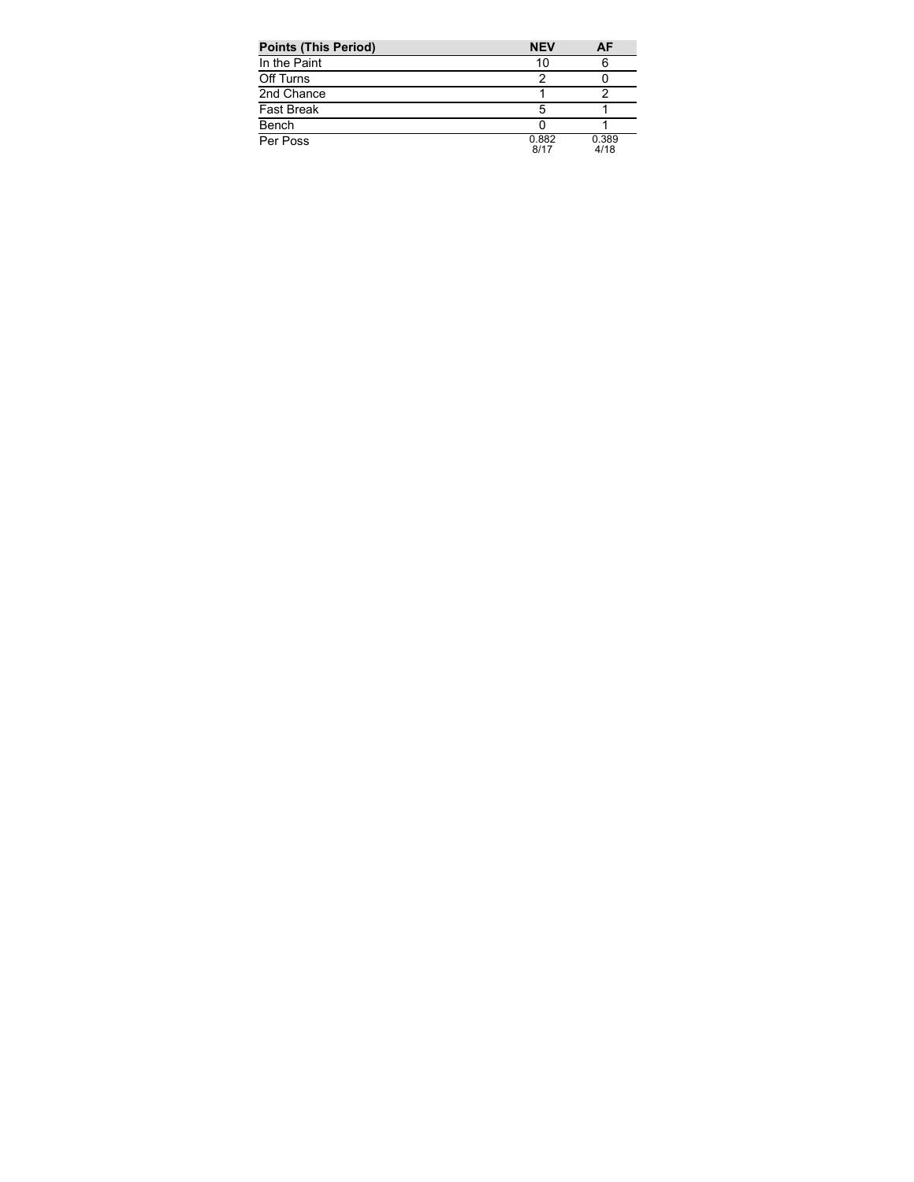| Points (This Period) | NEV | AF |
| --- | --- | --- |
| In the Paint | 10 | 6 |
| Off Turns | 2 | 0 |
| 2nd Chance | 1 | 2 |
| Fast Break | 5 | 1 |
| Bench | 0 | 1 |
| Per Poss | 0.882 8/17 | 0.389 4/18 |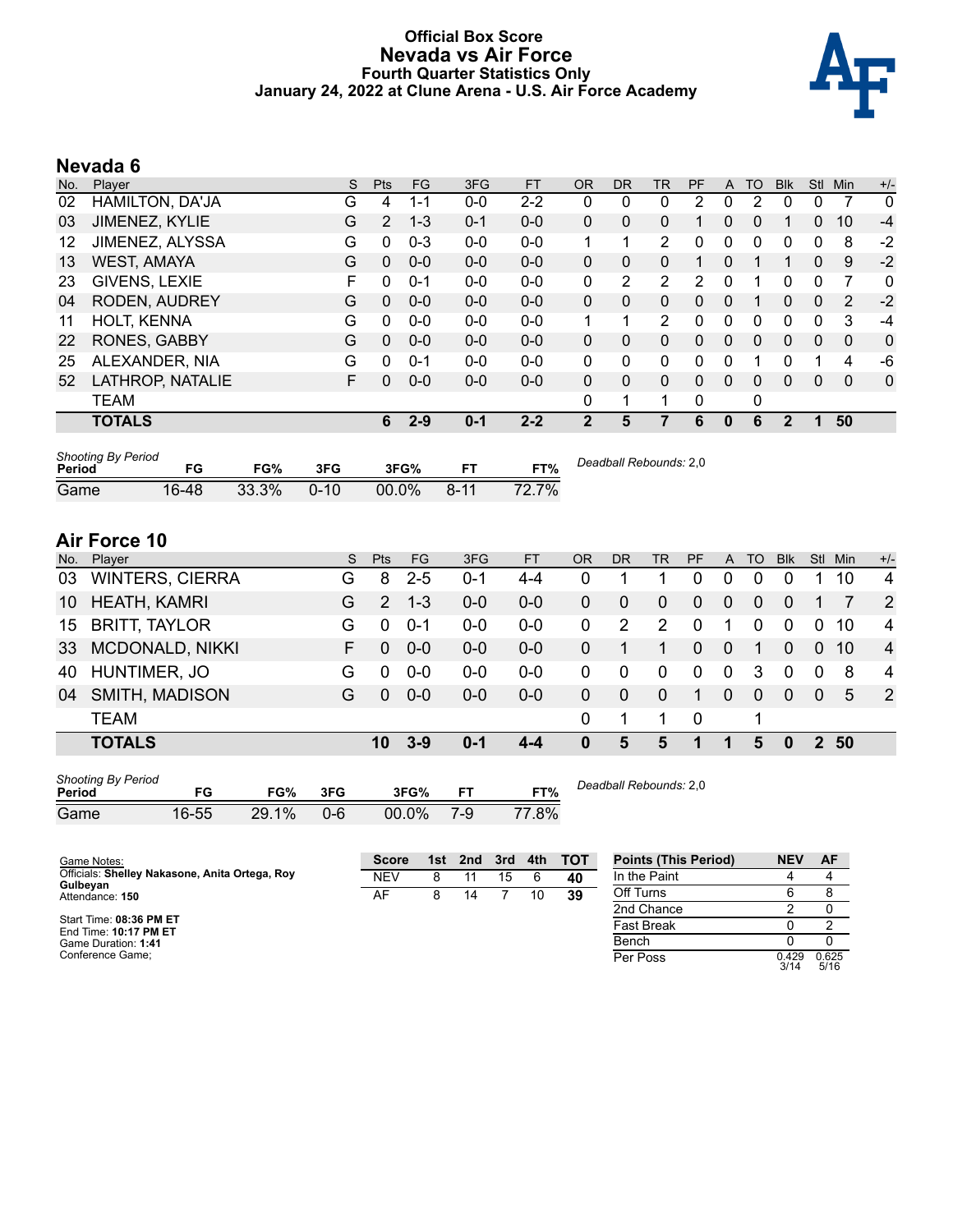# Official Box Score
# Nevada vs Air Force
### Fourth Quarter Statistics Only
### January 24, 2022 at Clune Arena - U.S. Air Force Academy

## Nevada 6

| No. | Player | S | Pts | FG | 3FG | FT | OR | DR | TR | PF | A | TO | Blk | Stl | Min | +/- |
|---|---|---|---|---|---|---|---|---|---|---|---|---|---|---|---|---|
| 02 | HAMILTON, DA'JA | G | 4 | 1-1 | 0-0 | 2-2 | 0 | 0 | 0 | 2 | 0 | 2 | 0 | 0 | 7 | 0 |
| 03 | JIMENEZ, KYLIE | G | 2 | 1-3 | 0-1 | 0-0 | 0 | 0 | 0 | 1 | 0 | 0 | 1 | 0 | 10 | -4 |
| 12 | JIMENEZ, ALYSSA | G | 0 | 0-3 | 0-0 | 0-0 | 1 | 1 | 2 | 0 | 0 | 0 | 0 | 0 | 8 | -2 |
| 13 | WEST, AMAYA | G | 0 | 0-0 | 0-0 | 0-0 | 0 | 0 | 0 | 1 | 0 | 1 | 1 | 0 | 9 | -2 |
| 23 | GIVENS, LEXIE | F | 0 | 0-1 | 0-0 | 0-0 | 0 | 2 | 2 | 2 | 0 | 1 | 0 | 0 | 7 | 0 |
| 04 | RODEN, AUDREY | G | 0 | 0-0 | 0-0 | 0-0 | 0 | 0 | 0 | 0 | 0 | 1 | 0 | 0 | 2 | -2 |
| 11 | HOLT, KENNA | G | 0 | 0-0 | 0-0 | 0-0 | 1 | 1 | 2 | 0 | 0 | 0 | 0 | 0 | 3 | -4 |
| 22 | RONES, GABBY | G | 0 | 0-0 | 0-0 | 0-0 | 0 | 0 | 0 | 0 | 0 | 0 | 0 | 0 | 0 | 0 |
| 25 | ALEXANDER, NIA | G | 0 | 0-1 | 0-0 | 0-0 | 0 | 0 | 0 | 0 | 0 | 1 | 0 | 1 | 4 | -6 |
| 52 | LATHROP, NATALIE | F | 0 | 0-0 | 0-0 | 0-0 | 0 | 0 | 0 | 0 | 0 | 0 | 0 | 0 | 0 | 0 |
| | TEAM | | | | | | 0 | 1 | 1 | 0 | | 0 | | | | |
| | **TOTALS** | | **6** | **2-9** | **0-1** | **2-2** | **2** | **5** | **7** | **6** | **0** | **6** | **2** | **1** | **50** | |

*Shooting By Period*

| Period | FG | FG% | 3FG | 3FG% | FT | FT% |
|---|---|---|---|---|---|---|
| Game | 16-48 | 33.3% | 0-10 | 00.0% | 8-11 | 72.7% |

*Deadball Rebounds:* 2,0

## Air Force 10

| No. | Player | S | Pts | FG | 3FG | FT | OR | DR | TR | PF | A | TO | Blk | Stl | Min | +/- |
|---|---|---|---|---|---|---|---|---|---|---|---|---|---|---|---|---|
| 03 | WINTERS, CIERRA | G | 8 | 2-5 | 0-1 | 4-4 | 0 | 1 | 1 | 0 | 0 | 0 | 0 | 1 | 10 | 4 |
| 10 | HEATH, KAMRI | G | 2 | 1-3 | 0-0 | 0-0 | 0 | 0 | 0 | 0 | 0 | 0 | 0 | 1 | 7 | 2 |
| 15 | BRITT, TAYLOR | G | 0 | 0-1 | 0-0 | 0-0 | 0 | 2 | 2 | 0 | 1 | 0 | 0 | 0 | 10 | 4 |
| 33 | MCDONALD, NIKKI | F | 0 | 0-0 | 0-0 | 0-0 | 0 | 1 | 1 | 0 | 0 | 1 | 0 | 0 | 10 | 4 |
| 40 | HUNTIMER, JO | G | 0 | 0-0 | 0-0 | 0-0 | 0 | 0 | 0 | 0 | 0 | 3 | 0 | 0 | 8 | 4 |
| 04 | SMITH, MADISON | G | 0 | 0-0 | 0-0 | 0-0 | 0 | 0 | 0 | 1 | 0 | 0 | 0 | 0 | 5 | 2 |
| | TEAM | | | | | | 0 | 1 | 1 | 0 | | 1 | | | | |
| | **TOTALS** | | **10** | **3-9** | **0-1** | **4-4** | **0** | **5** | **5** | **1** | **1** | **5** | **0** | **2** | **50** | |

*Shooting By Period*

| Period | FG | FG% | 3FG | 3FG% | FT | FT% |
|---|---|---|---|---|---|---|
| Game | 16-55 | 29.1% | 0-6 | 00.0% | 7-9 | 77.8% |

*Deadball Rebounds:* 2,0

Game Notes:
Officials: **Shelley Nakasone, Anita Ortega, Roy Gulbeyan**
Attendance: **150**

Start Time: **08:36 PM ET**
End Time: **10:17 PM ET**
Game Duration: **1:41**
Conference Game;

| Score | 1st | 2nd | 3rd | 4th | TOT |
|---|---|---|---|---|---|
| NEV | 8 | 11 | 15 | 6 | **40** |
| AF | 8 | 14 | 7 | 10 | **39** |

| Points (This Period) | NEV | AF |
|---|---|---|
| In the Paint | 4 | 4 |
| Off Turns | 6 | 8 |
| 2nd Chance | 2 | 0 |
| Fast Break | 0 | 2 |
| Bench | 0 | 0 |
| Per Poss | 0.429 3/14 | 0.625 5/16 |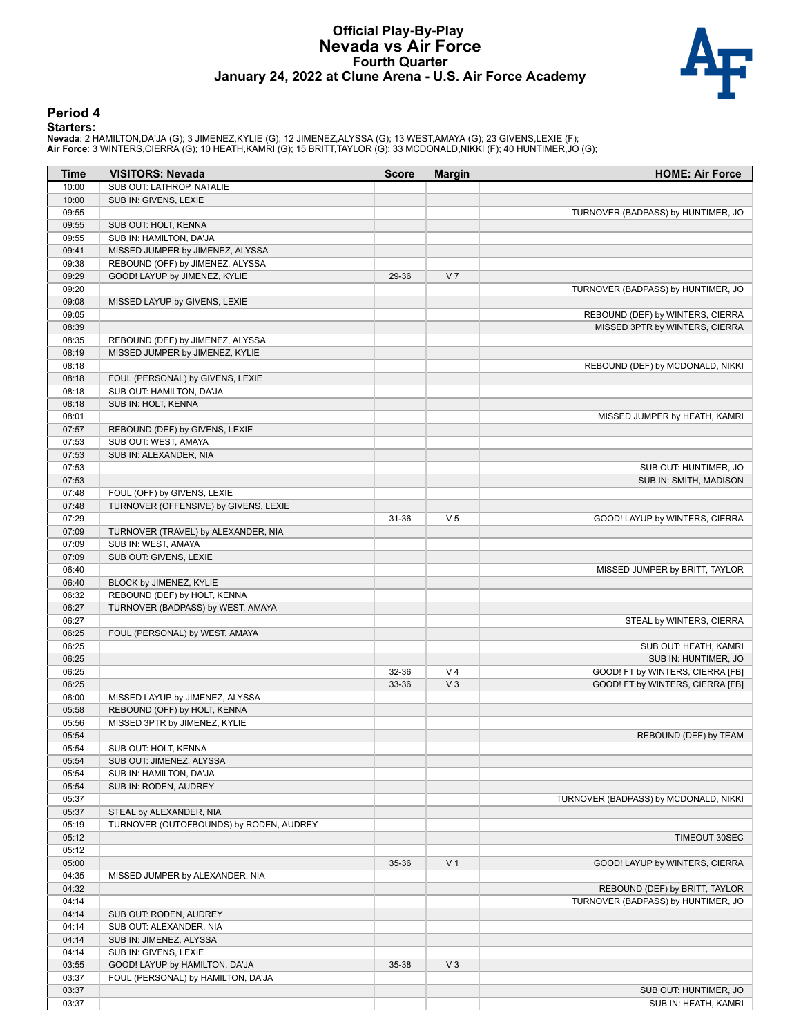# Official Play-By-Play
## Nevada vs Air Force
### Fourth Quarter
### January 24, 2022 at Clune Arena - U.S. Air Force Academy

### Period 4

**Starters:**

**Nevada**: 2 HAMILTON,DA'JA (G); 3 JIMENEZ,KYLIE (G); 12 JIMENEZ,ALYSSA (G); 13 WEST,AMAYA (G); 23 GIVENS,LEXIE (F);
**Air Force**: 3 WINTERS,CIERRA (G); 10 HEATH,KAMRI (G); 15 BRITT,TAYLOR (G); 33 MCDONALD,NIKKI (F); 40 HUNTIMER,JO (G);

| Time | VISITORS: Nevada | Score | Margin | HOME: Air Force |
|---|---|---|---|---|
| 10:00 | SUB OUT: LATHROP, NATALIE | | | |
| 10:00 | SUB IN: GIVENS, LEXIE | | | |
| 09:55 | | | | TURNOVER (BADPASS) by HUNTIMER, JO |
| 09:55 | SUB OUT: HOLT, KENNA | | | |
| 09:55 | SUB IN: HAMILTON, DA'JA | | | |
| 09:41 | MISSED JUMPER by JIMENEZ, ALYSSA | | | |
| 09:38 | REBOUND (OFF) by JIMENEZ, ALYSSA | | | |
| 09:29 | GOOD! LAYUP by JIMENEZ, KYLIE | 29-36 | V 7 | |
| 09:20 | | | | TURNOVER (BADPASS) by HUNTIMER, JO |
| 09:08 | MISSED LAYUP by GIVENS, LEXIE | | | |
| 09:05 | | | | REBOUND (DEF) by WINTERS, CIERRA |
| 08:39 | | | | MISSED 3PTR by WINTERS, CIERRA |
| 08:35 | REBOUND (DEF) by JIMENEZ, ALYSSA | | | |
| 08:19 | MISSED JUMPER by JIMENEZ, KYLIE | | | |
| 08:18 | | | | REBOUND (DEF) by MCDONALD, NIKKI |
| 08:18 | FOUL (PERSONAL) by GIVENS, LEXIE | | | |
| 08:18 | SUB OUT: HAMILTON, DA'JA | | | |
| 08:18 | SUB IN: HOLT, KENNA | | | |
| 08:01 | | | | MISSED JUMPER by HEATH, KAMRI |
| 07:57 | REBOUND (DEF) by GIVENS, LEXIE | | | |
| 07:53 | SUB OUT: WEST, AMAYA | | | |
| 07:53 | SUB IN: ALEXANDER, NIA | | | |
| 07:53 | | | | SUB OUT: HUNTIMER, JO |
| 07:53 | | | | SUB IN: SMITH, MADISON |
| 07:48 | FOUL (OFF) by GIVENS, LEXIE | | | |
| 07:48 | TURNOVER (OFFENSIVE) by GIVENS, LEXIE | | | |
| 07:29 | | 31-36 | V 5 | GOOD! LAYUP by WINTERS, CIERRA |
| 07:09 | TURNOVER (TRAVEL) by ALEXANDER, NIA | | | |
| 07:09 | SUB IN: WEST, AMAYA | | | |
| 07:09 | SUB OUT: GIVENS, LEXIE | | | |
| 06:40 | | | | MISSED JUMPER by BRITT, TAYLOR |
| 06:40 | BLOCK by JIMENEZ, KYLIE | | | |
| 06:32 | REBOUND (DEF) by HOLT, KENNA | | | |
| 06:27 | TURNOVER (BADPASS) by WEST, AMAYA | | | |
| 06:27 | | | | STEAL by WINTERS, CIERRA |
| 06:25 | FOUL (PERSONAL) by WEST, AMAYA | | | |
| 06:25 | | | | SUB OUT: HEATH, KAMRI |
| 06:25 | | | | SUB IN: HUNTIMER, JO |
| 06:25 | | 32-36 | V 4 | GOOD! FT by WINTERS, CIERRA [FB] |
| 06:25 | | 33-36 | V 3 | GOOD! FT by WINTERS, CIERRA [FB] |
| 06:00 | MISSED LAYUP by JIMENEZ, ALYSSA | | | |
| 05:58 | REBOUND (OFF) by HOLT, KENNA | | | |
| 05:56 | MISSED 3PTR by JIMENEZ, KYLIE | | | |
| 05:54 | | | | REBOUND (DEF) by TEAM |
| 05:54 | SUB OUT: HOLT, KENNA | | | |
| 05:54 | SUB OUT: JIMENEZ, ALYSSA | | | |
| 05:54 | SUB IN: HAMILTON, DA'JA | | | |
| 05:54 | SUB IN: RODEN, AUDREY | | | |
| 05:37 | | | | TURNOVER (BADPASS) by MCDONALD, NIKKI |
| 05:37 | STEAL by ALEXANDER, NIA | | | |
| 05:19 | TURNOVER (OUTOFBOUNDS) by RODEN, AUDREY | | | |
| 05:12 | | | | TIMEOUT 30SEC |
| 05:12 | | | | |
| 05:00 | | 35-36 | V 1 | GOOD! LAYUP by WINTERS, CIERRA |
| 04:35 | MISSED JUMPER by ALEXANDER, NIA | | | |
| 04:32 | | | | REBOUND (DEF) by BRITT, TAYLOR |
| 04:14 | | | | TURNOVER (BADPASS) by HUNTIMER, JO |
| 04:14 | SUB OUT: RODEN, AUDREY | | | |
| 04:14 | SUB OUT: ALEXANDER, NIA | | | |
| 04:14 | SUB IN: JIMENEZ, ALYSSA | | | |
| 04:14 | SUB IN: GIVENS, LEXIE | | | |
| 03:55 | GOOD! LAYUP by HAMILTON, DA'JA | 35-38 | V 3 | |
| 03:37 | FOUL (PERSONAL) by HAMILTON, DA'JA | | | |
| 03:37 | | | | SUB OUT: HUNTIMER, JO |
| 03:37 | | | | SUB IN: HEATH, KAMRI |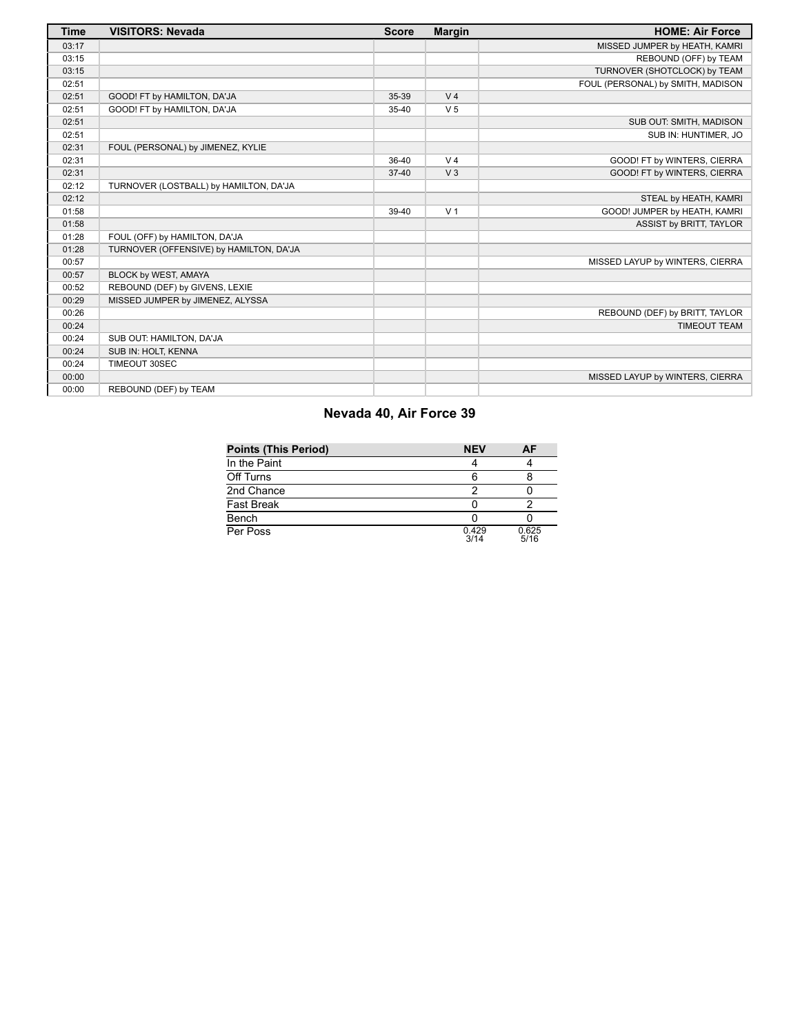| Time | VISITORS: Nevada | Score | Margin | HOME: Air Force |
|---|---|---|---|---|
| 03:17 | | | | MISSED JUMPER by HEATH, KAMRI |
| 03:15 | | | | REBOUND (OFF) by TEAM |
| 03:15 | | | | TURNOVER (SHOTCLOCK) by TEAM |
| 02:51 | | | | FOUL (PERSONAL) by SMITH, MADISON |
| 02:51 | GOOD! FT by HAMILTON, DA'JA | 35-39 | V 4 | |
| 02:51 | GOOD! FT by HAMILTON, DA'JA | 35-40 | V 5 | |
| 02:51 | | | | SUB OUT: SMITH, MADISON |
| 02:51 | | | | SUB IN: HUNTIMER, JO |
| 02:31 | FOUL (PERSONAL) by JIMENEZ, KYLIE | | | |
| 02:31 | | 36-40 | V 4 | GOOD! FT by WINTERS, CIERRA |
| 02:31 | | 37-40 | V 3 | GOOD! FT by WINTERS, CIERRA |
| 02:12 | TURNOVER (LOSTBALL) by HAMILTON, DA'JA | | | |
| 02:12 | | | | STEAL by HEATH, KAMRI |
| 01:58 | | 39-40 | V 1 | GOOD! JUMPER by HEATH, KAMRI |
| 01:58 | | | | ASSIST by BRITT, TAYLOR |
| 01:28 | FOUL (OFF) by HAMILTON, DA'JA | | | |
| 01:28 | TURNOVER (OFFENSIVE) by HAMILTON, DA'JA | | | |
| 00:57 | | | | MISSED LAYUP by WINTERS, CIERRA |
| 00:57 | BLOCK by WEST, AMAYA | | | |
| 00:52 | REBOUND (DEF) by GIVENS, LEXIE | | | |
| 00:29 | MISSED JUMPER by JIMENEZ, ALYSSA | | | |
| 00:26 | | | | REBOUND (DEF) by BRITT, TAYLOR |
| 00:24 | | | | TIMEOUT TEAM |
| 00:24 | SUB OUT: HAMILTON, DA'JA | | | |
| 00:24 | SUB IN: HOLT, KENNA | | | |
| 00:24 | TIMEOUT 30SEC | | | |
| 00:00 | | | | MISSED LAYUP by WINTERS, CIERRA |
| 00:00 | REBOUND (DEF) by TEAM | | | |

## Nevada 40, Air Force 39

| Points (This Period) | NEV | AF |
|---|---|---|
| In the Paint | 4 | 4 |
| Off Turns | 6 | 8 |
| 2nd Chance | 2 | 0 |
| Fast Break | 0 | 2 |
| Bench | 0 | 0 |
| Per Poss | 0.429 3/14 | 0.625 5/16 |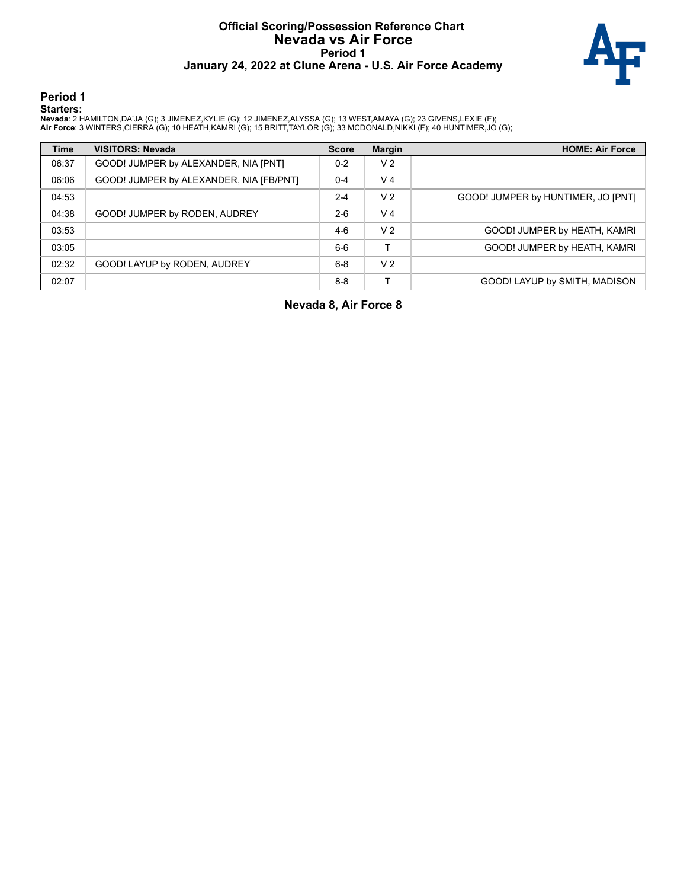# Official Scoring/Possession Reference Chart
# Nevada vs Air Force
### Period 1
### January 24, 2022 at Clune Arena - U.S. Air Force Academy

## Period 1

**Starters:**

**Nevada**: 2 HAMILTON,DA'JA (G); 3 JIMENEZ,KYLIE (G); 12 JIMENEZ,ALYSSA (G); 13 WEST,AMAYA (G); 23 GIVENS,LEXIE (F);
**Air Force**: 3 WINTERS,CIERRA (G); 10 HEATH,KAMRI (G); 15 BRITT,TAYLOR (G); 33 MCDONALD,NIKKI (F); 40 HUNTIMER,JO (G);

| Time | VISITORS: Nevada | Score | Margin | HOME: Air Force |
|---|---|---|---|---|
| 06:37 | GOOD! JUMPER by ALEXANDER, NIA [PNT] | 0-2 | V 2 | |
| 06:06 | GOOD! JUMPER by ALEXANDER, NIA [FB/PNT] | 0-4 | V 4 | |
| 04:53 | | 2-4 | V 2 | GOOD! JUMPER by HUNTIMER, JO [PNT] |
| 04:38 | GOOD! JUMPER by RODEN, AUDREY | 2-6 | V 4 | |
| 03:53 | | 4-6 | V 2 | GOOD! JUMPER by HEATH, KAMRI |
| 03:05 | | 6-6 | T | GOOD! JUMPER by HEATH, KAMRI |
| 02:32 | GOOD! LAYUP by RODEN, AUDREY | 6-8 | V 2 | |
| 02:07 | | 8-8 | T | GOOD! LAYUP by SMITH, MADISON |

**Nevada 8, Air Force 8**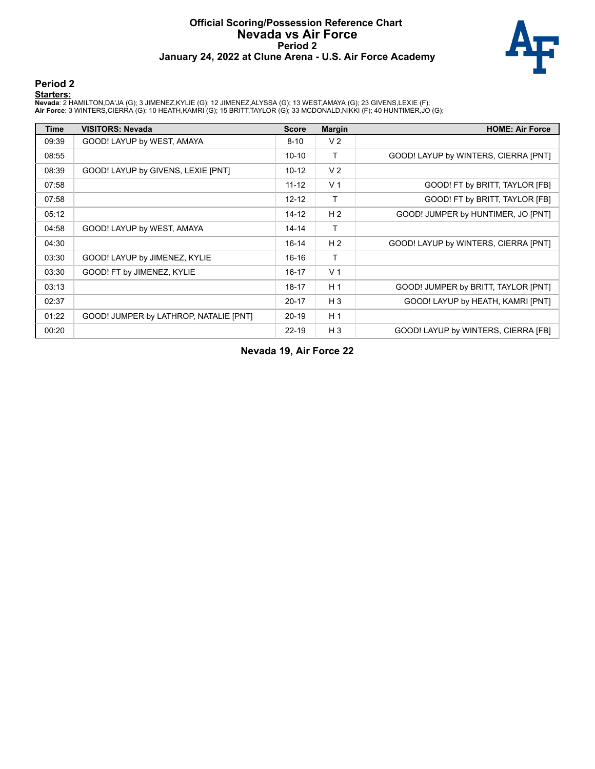# Official Scoring/Possession Reference Chart
# Nevada vs Air Force
### Period 2
### January 24, 2022 at Clune Arena - U.S. Air Force Academy

## Period 2

**Starters:**

**Nevada**: 2 HAMILTON,DA'JA (G); 3 JIMENEZ,KYLIE (G); 12 JIMENEZ,ALYSSA (G); 13 WEST,AMAYA (G); 23 GIVENS,LEXIE (F);
**Air Force**: 3 WINTERS,CIERRA (G); 10 HEATH,KAMRI (G); 15 BRITT,TAYLOR (G); 33 MCDONALD,NIKKI (F); 40 HUNTIMER,JO (G);

| Time | VISITORS: Nevada | Score | Margin | HOME: Air Force |
|---|---|---|---|---|
| 09:39 | GOOD! LAYUP by WEST, AMAYA | 8-10 | V 2 | |
| 08:55 | | 10-10 | T | GOOD! LAYUP by WINTERS, CIERRA [PNT] |
| 08:39 | GOOD! LAYUP by GIVENS, LEXIE [PNT] | 10-12 | V 2 | |
| 07:58 | | 11-12 | V 1 | GOOD! FT by BRITT, TAYLOR [FB] |
| 07:58 | | 12-12 | T | GOOD! FT by BRITT, TAYLOR [FB] |
| 05:12 | | 14-12 | H 2 | GOOD! JUMPER by HUNTIMER, JO [PNT] |
| 04:58 | GOOD! LAYUP by WEST, AMAYA | 14-14 | T | |
| 04:30 | | 16-14 | H 2 | GOOD! LAYUP by WINTERS, CIERRA [PNT] |
| 03:30 | GOOD! LAYUP by JIMENEZ, KYLIE | 16-16 | T | |
| 03:30 | GOOD! FT by JIMENEZ, KYLIE | 16-17 | V 1 | |
| 03:13 | | 18-17 | H 1 | GOOD! JUMPER by BRITT, TAYLOR [PNT] |
| 02:37 | | 20-17 | H 3 | GOOD! LAYUP by HEATH, KAMRI [PNT] |
| 01:22 | GOOD! JUMPER by LATHROP, NATALIE [PNT] | 20-19 | H 1 | |
| 00:20 | | 22-19 | H 3 | GOOD! LAYUP by WINTERS, CIERRA [FB] |

**Nevada 19, Air Force 22**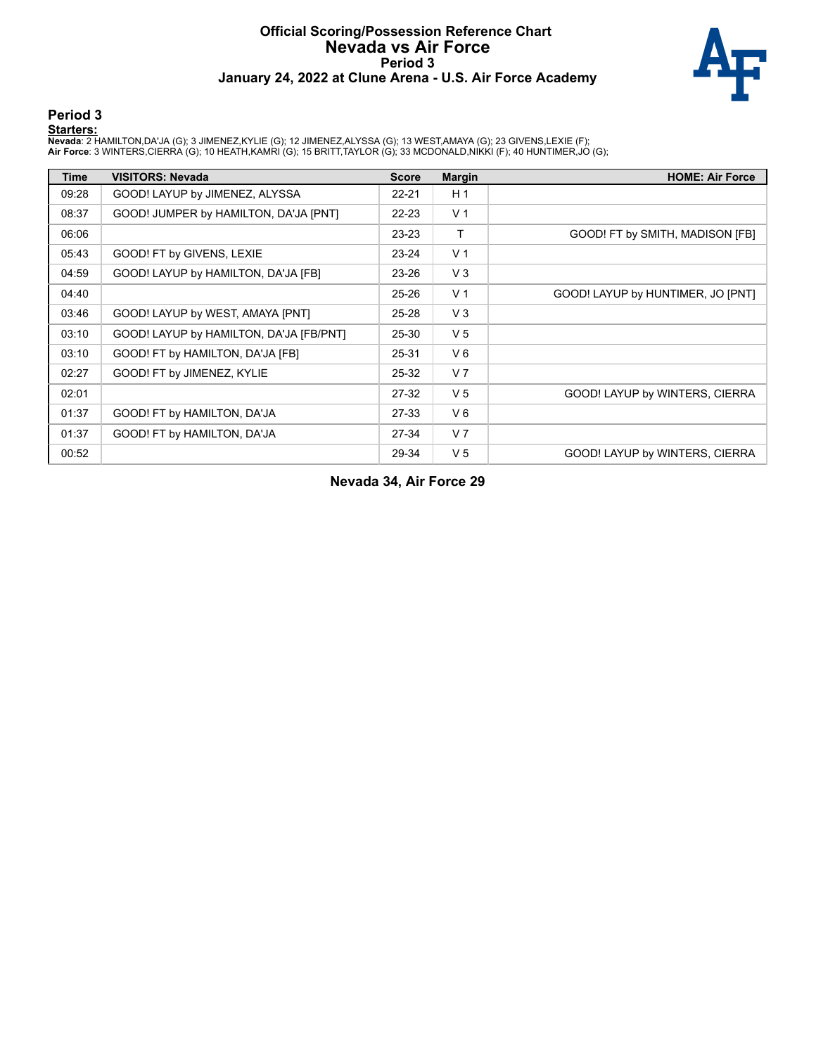# Official Scoring/Possession Reference Chart
## Nevada vs Air Force
### Period 3
### January 24, 2022 at Clune Arena - U.S. Air Force Academy

## Period 3

**Starters:**

**Nevada**: 2 HAMILTON,DA'JA (G); 3 JIMENEZ,KYLIE (G); 12 JIMENEZ,ALYSSA (G); 13 WEST,AMAYA (G); 23 GIVENS,LEXIE (F);
**Air Force**: 3 WINTERS,CIERRA (G); 10 HEATH,KAMRI (G); 15 BRITT,TAYLOR (G); 33 MCDONALD,NIKKI (F); 40 HUNTIMER,JO (G);

| Time | VISITORS: Nevada | Score | Margin | HOME: Air Force |
|---|---|---|---|---|
| 09:28 | GOOD! LAYUP by JIMENEZ, ALYSSA | 22-21 | H 1 | |
| 08:37 | GOOD! JUMPER by HAMILTON, DA'JA [PNT] | 22-23 | V 1 | |
| 06:06 | | 23-23 | T | GOOD! FT by SMITH, MADISON [FB] |
| 05:43 | GOOD! FT by GIVENS, LEXIE | 23-24 | V 1 | |
| 04:59 | GOOD! LAYUP by HAMILTON, DA'JA [FB] | 23-26 | V 3 | |
| 04:40 | | 25-26 | V 1 | GOOD! LAYUP by HUNTIMER, JO [PNT] |
| 03:46 | GOOD! LAYUP by WEST, AMAYA [PNT] | 25-28 | V 3 | |
| 03:10 | GOOD! LAYUP by HAMILTON, DA'JA [FB/PNT] | 25-30 | V 5 | |
| 03:10 | GOOD! FT by HAMILTON, DA'JA [FB] | 25-31 | V 6 | |
| 02:27 | GOOD! FT by JIMENEZ, KYLIE | 25-32 | V 7 | |
| 02:01 | | 27-32 | V 5 | GOOD! LAYUP by WINTERS, CIERRA |
| 01:37 | GOOD! FT by HAMILTON, DA'JA | 27-33 | V 6 | |
| 01:37 | GOOD! FT by HAMILTON, DA'JA | 27-34 | V 7 | |
| 00:52 | | 29-34 | V 5 | GOOD! LAYUP by WINTERS, CIERRA |

**Nevada 34, Air Force 29**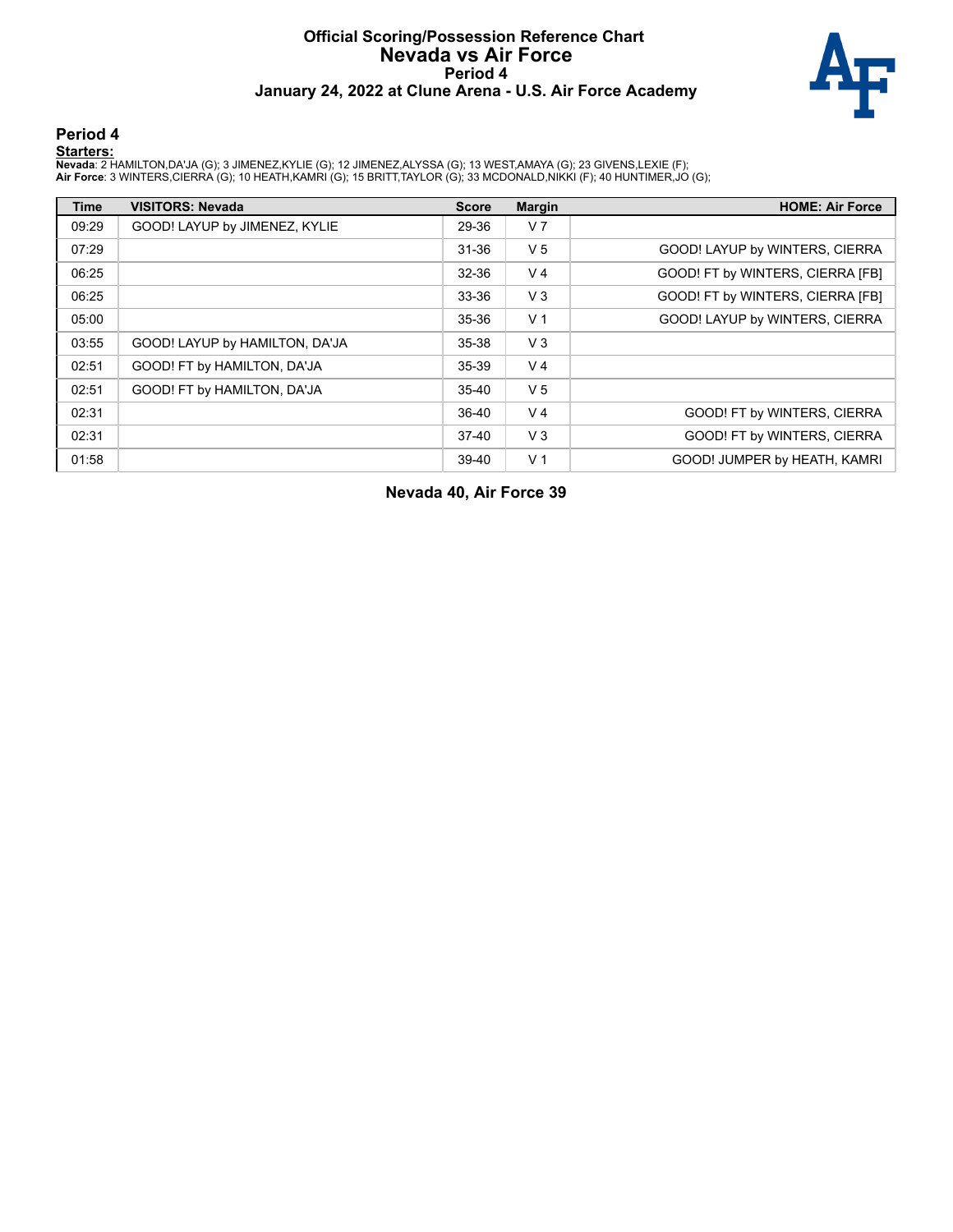# Official Scoring/Possession Reference Chart
# Nevada vs Air Force
### Period 4
### January 24, 2022 at Clune Arena - U.S. Air Force Academy

## Period 4

**Starters:**

**Nevada**: 2 HAMILTON,DA'JA (G); 3 JIMENEZ,KYLIE (G); 12 JIMENEZ,ALYSSA (G); 13 WEST,AMAYA (G); 23 GIVENS,LEXIE (F);
**Air Force**: 3 WINTERS,CIERRA (G); 10 HEATH,KAMRI (G); 15 BRITT,TAYLOR (G); 33 MCDONALD,NIKKI (F); 40 HUNTIMER,JO (G);

| Time | VISITORS: Nevada | Score | Margin | HOME: Air Force |
|---|---|---|---|---|
| 09:29 | GOOD! LAYUP by JIMENEZ, KYLIE | 29-36 | V 7 | |
| 07:29 | | 31-36 | V 5 | GOOD! LAYUP by WINTERS, CIERRA |
| 06:25 | | 32-36 | V 4 | GOOD! FT by WINTERS, CIERRA [FB] |
| 06:25 | | 33-36 | V 3 | GOOD! FT by WINTERS, CIERRA [FB] |
| 05:00 | | 35-36 | V 1 | GOOD! LAYUP by WINTERS, CIERRA |
| 03:55 | GOOD! LAYUP by HAMILTON, DA'JA | 35-38 | V 3 | |
| 02:51 | GOOD! FT by HAMILTON, DA'JA | 35-39 | V 4 | |
| 02:51 | GOOD! FT by HAMILTON, DA'JA | 35-40 | V 5 | |
| 02:31 | | 36-40 | V 4 | GOOD! FT by WINTERS, CIERRA |
| 02:31 | | 37-40 | V 3 | GOOD! FT by WINTERS, CIERRA |
| 01:58 | | 39-40 | V 1 | GOOD! JUMPER by HEATH, KAMRI |

**Nevada 40, Air Force 39**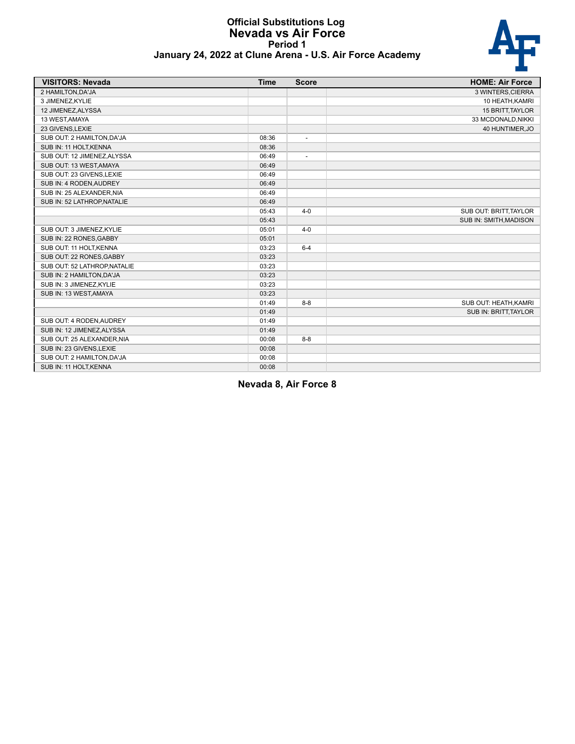# Official Substitutions Log
## Nevada vs Air Force
### Period 1
### January 24, 2022 at Clune Arena - U.S. Air Force Academy

| VISITORS: Nevada | Time | Score | HOME: Air Force |
|---|---|---|---|
| 2 HAMILTON,DA'JA | | | 3 WINTERS,CIERRA |
| 3 JIMENEZ,KYLIE | | | 10 HEATH,KAMRI |
| 12 JIMENEZ,ALYSSA | | | 15 BRITT,TAYLOR |
| 13 WEST,AMAYA | | | 33 MCDONALD,NIKKI |
| 23 GIVENS,LEXIE | | | 40 HUNTIMER,JO |
| SUB OUT: 2 HAMILTON,DA'JA | 08:36 | - | |
| SUB IN: 11 HOLT,KENNA | 08:36 | | |
| SUB OUT: 12 JIMENEZ,ALYSSA | 06:49 | - | |
| SUB OUT: 13 WEST,AMAYA | 06:49 | | |
| SUB OUT: 23 GIVENS,LEXIE | 06:49 | | |
| SUB IN: 4 RODEN,AUDREY | 06:49 | | |
| SUB IN: 25 ALEXANDER,NIA | 06:49 | | |
| SUB IN: 52 LATHROP,NATALIE | 06:49 | | |
| | 05:43 | 4-0 | SUB OUT: BRITT,TAYLOR |
| | 05:43 | | SUB IN: SMITH,MADISON |
| SUB OUT: 3 JIMENEZ,KYLIE | 05:01 | 4-0 | |
| SUB IN: 22 RONES,GABBY | 05:01 | | |
| SUB OUT: 11 HOLT,KENNA | 03:23 | 6-4 | |
| SUB OUT: 22 RONES,GABBY | 03:23 | | |
| SUB OUT: 52 LATHROP,NATALIE | 03:23 | | |
| SUB IN: 2 HAMILTON,DA'JA | 03:23 | | |
| SUB IN: 3 JIMENEZ,KYLIE | 03:23 | | |
| SUB IN: 13 WEST,AMAYA | 03:23 | | |
| | 01:49 | 8-8 | SUB OUT: HEATH,KAMRI |
| | 01:49 | | SUB IN: BRITT,TAYLOR |
| SUB OUT: 4 RODEN,AUDREY | 01:49 | | |
| SUB IN: 12 JIMENEZ,ALYSSA | 01:49 | | |
| SUB OUT: 25 ALEXANDER,NIA | 00:08 | 8-8 | |
| SUB IN: 23 GIVENS,LEXIE | 00:08 | | |
| SUB OUT: 2 HAMILTON,DA'JA | 00:08 | | |
| SUB IN: 11 HOLT,KENNA | 00:08 | | |

**Nevada 8, Air Force 8**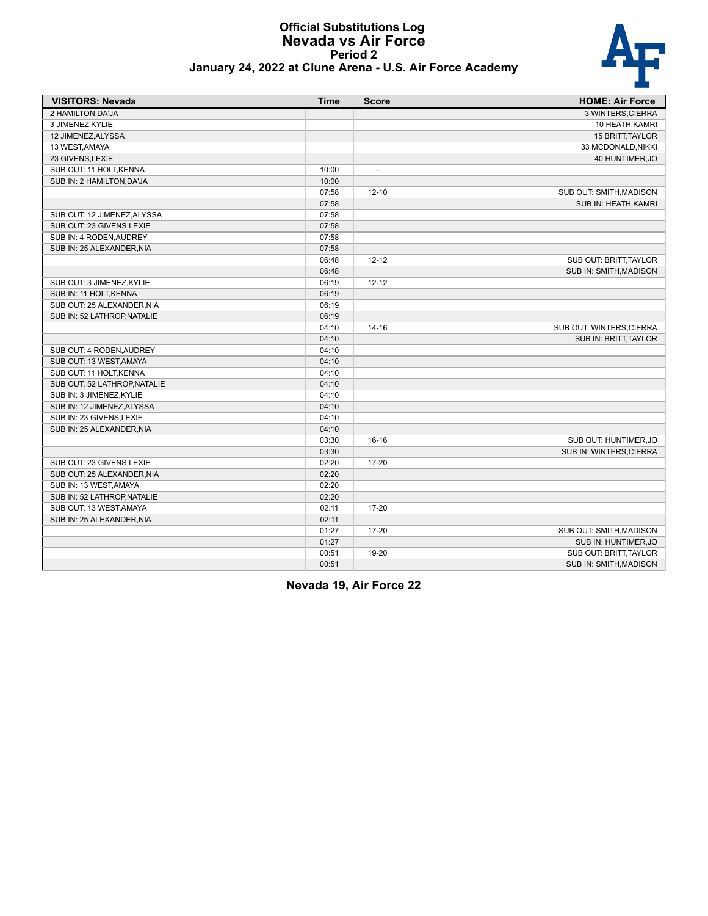# Official Substitutions Log
## Nevada vs Air Force
### Period 2
### January 24, 2022 at Clune Arena - U.S. Air Force Academy

| VISITORS: Nevada | Time | Score | HOME: Air Force |
|---|---|---|---|
| 2 HAMILTON,DA'JA | | | 3 WINTERS,CIERRA |
| 3 JIMENEZ,KYLIE | | | 10 HEATH,KAMRI |
| 12 JIMENEZ,ALYSSA | | | 15 BRITT,TAYLOR |
| 13 WEST,AMAYA | | | 33 MCDONALD,NIKKI |
| 23 GIVENS,LEXIE | | | 40 HUNTIMER,JO |
| SUB OUT: 11 HOLT,KENNA | 10:00 | - | |
| SUB IN: 2 HAMILTON,DA'JA | 10:00 | | |
| | 07:58 | 12-10 | SUB OUT: SMITH,MADISON |
| | 07:58 | | SUB IN: HEATH,KAMRI |
| SUB OUT: 12 JIMENEZ,ALYSSA | 07:58 | | |
| SUB OUT: 23 GIVENS,LEXIE | 07:58 | | |
| SUB IN: 4 RODEN,AUDREY | 07:58 | | |
| SUB IN: 25 ALEXANDER,NIA | 07:58 | | |
| | 06:48 | 12-12 | SUB OUT: BRITT,TAYLOR |
| | 06:48 | | SUB IN: SMITH,MADISON |
| SUB OUT: 3 JIMENEZ,KYLIE | 06:19 | 12-12 | |
| SUB IN: 11 HOLT,KENNA | 06:19 | | |
| SUB OUT: 25 ALEXANDER,NIA | 06:19 | | |
| SUB IN: 52 LATHROP,NATALIE | 06:19 | | |
| | 04:10 | 14-16 | SUB OUT: WINTERS,CIERRA |
| | 04:10 | | SUB IN: BRITT,TAYLOR |
| SUB OUT: 4 RODEN,AUDREY | 04:10 | | |
| SUB OUT: 13 WEST,AMAYA | 04:10 | | |
| SUB OUT: 11 HOLT,KENNA | 04:10 | | |
| SUB OUT: 52 LATHROP,NATALIE | 04:10 | | |
| SUB IN: 3 JIMENEZ,KYLIE | 04:10 | | |
| SUB IN: 12 JIMENEZ,ALYSSA | 04:10 | | |
| SUB IN: 23 GIVENS,LEXIE | 04:10 | | |
| SUB IN: 25 ALEXANDER,NIA | 04:10 | | |
| | 03:30 | 16-16 | SUB OUT: HUNTIMER,JO |
| | 03:30 | | SUB IN: WINTERS,CIERRA |
| SUB OUT: 23 GIVENS,LEXIE | 02:20 | 17-20 | |
| SUB OUT: 25 ALEXANDER,NIA | 02:20 | | |
| SUB IN: 13 WEST,AMAYA | 02:20 | | |
| SUB IN: 52 LATHROP,NATALIE | 02:20 | | |
| SUB OUT: 13 WEST,AMAYA | 02:11 | 17-20 | |
| SUB IN: 25 ALEXANDER,NIA | 02:11 | | |
| | 01:27 | 17-20 | SUB OUT: SMITH,MADISON |
| | 01:27 | | SUB IN: HUNTIMER,JO |
| | 00:51 | 19-20 | SUB OUT: BRITT,TAYLOR |
| | 00:51 | | SUB IN: SMITH,MADISON |

**Nevada 19, Air Force 22**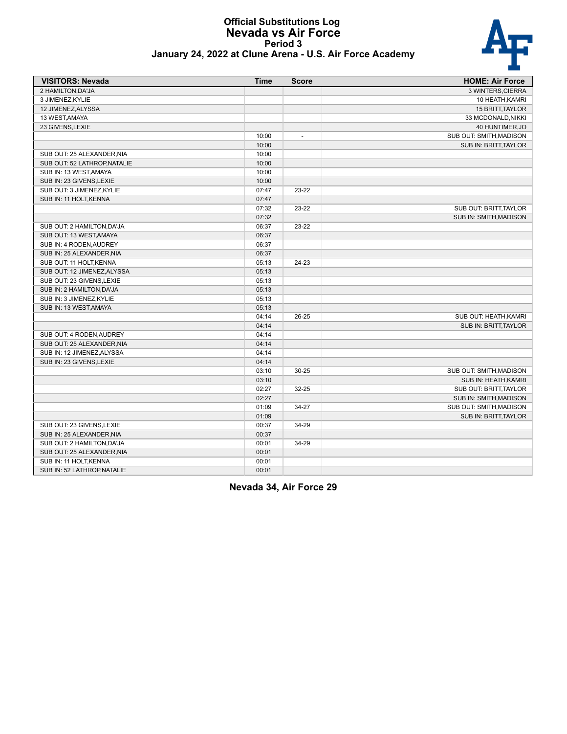# Official Substitutions Log
## Nevada vs Air Force
### Period 3
### January 24, 2022 at Clune Arena - U.S. Air Force Academy

| VISITORS: Nevada | Time | Score | HOME: Air Force |
|---|---|---|---|
| 2 HAMILTON,DA'JA | | | 3 WINTERS,CIERRA |
| 3 JIMENEZ,KYLIE | | | 10 HEATH,KAMRI |
| 12 JIMENEZ,ALYSSA | | | 15 BRITT,TAYLOR |
| 13 WEST,AMAYA | | | 33 MCDONALD,NIKKI |
| 23 GIVENS,LEXIE | | | 40 HUNTIMER,JO |
| | 10:00 | - | SUB OUT: SMITH,MADISON |
| | 10:00 | | SUB IN: BRITT,TAYLOR |
| SUB OUT: 25 ALEXANDER,NIA | 10:00 | | |
| SUB OUT: 52 LATHROP,NATALIE | 10:00 | | |
| SUB IN: 13 WEST,AMAYA | 10:00 | | |
| SUB IN: 23 GIVENS,LEXIE | 10:00 | | |
| SUB OUT: 3 JIMENEZ,KYLIE | 07:47 | 23-22 | |
| SUB IN: 11 HOLT,KENNA | 07:47 | | |
| | 07:32 | 23-22 | SUB OUT: BRITT,TAYLOR |
| | 07:32 | | SUB IN: SMITH,MADISON |
| SUB OUT: 2 HAMILTON,DA'JA | 06:37 | 23-22 | |
| SUB OUT: 13 WEST,AMAYA | 06:37 | | |
| SUB IN: 4 RODEN,AUDREY | 06:37 | | |
| SUB IN: 25 ALEXANDER,NIA | 06:37 | | |
| SUB OUT: 11 HOLT,KENNA | 05:13 | 24-23 | |
| SUB OUT: 12 JIMENEZ,ALYSSA | 05:13 | | |
| SUB OUT: 23 GIVENS,LEXIE | 05:13 | | |
| SUB IN: 2 HAMILTON,DA'JA | 05:13 | | |
| SUB IN: 3 JIMENEZ,KYLIE | 05:13 | | |
| SUB IN: 13 WEST,AMAYA | 05:13 | | |
| | 04:14 | 26-25 | SUB OUT: HEATH,KAMRI |
| | 04:14 | | SUB IN: BRITT,TAYLOR |
| SUB OUT: 4 RODEN,AUDREY | 04:14 | | |
| SUB OUT: 25 ALEXANDER,NIA | 04:14 | | |
| SUB IN: 12 JIMENEZ,ALYSSA | 04:14 | | |
| SUB IN: 23 GIVENS,LEXIE | 04:14 | | |
| | 03:10 | 30-25 | SUB OUT: SMITH,MADISON |
| | 03:10 | | SUB IN: HEATH,KAMRI |
| | 02:27 | 32-25 | SUB OUT: BRITT,TAYLOR |
| | 02:27 | | SUB IN: SMITH,MADISON |
| | 01:09 | 34-27 | SUB OUT: SMITH,MADISON |
| | 01:09 | | SUB IN: BRITT,TAYLOR |
| SUB OUT: 23 GIVENS,LEXIE | 00:37 | 34-29 | |
| SUB IN: 25 ALEXANDER,NIA | 00:37 | | |
| SUB OUT: 2 HAMILTON,DA'JA | 00:01 | 34-29 | |
| SUB OUT: 25 ALEXANDER,NIA | 00:01 | | |
| SUB IN: 11 HOLT,KENNA | 00:01 | | |
| SUB IN: 52 LATHROP,NATALIE | 00:01 | | |

**Nevada 34, Air Force 29**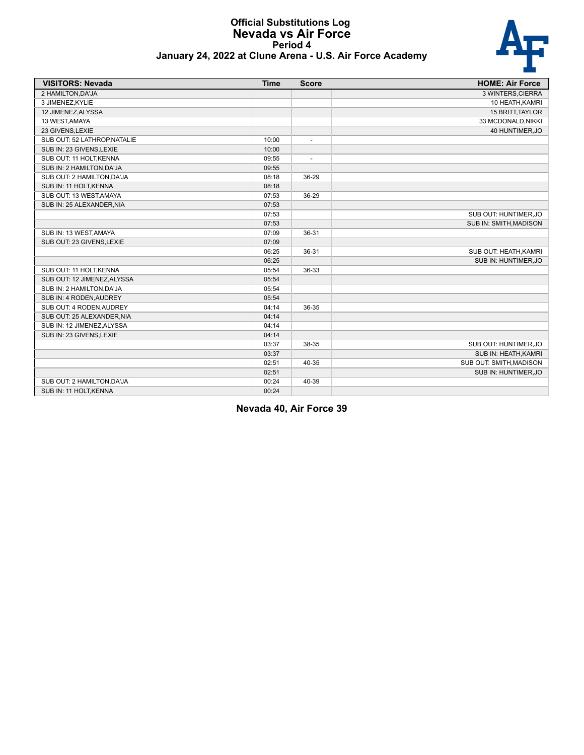# Official Substitutions Log
## Nevada vs Air Force
### Period 4
### January 24, 2022 at Clune Arena - U.S. Air Force Academy

| VISITORS: Nevada | Time | Score | HOME: Air Force |
|---|---|---|---|
| 2 HAMILTON,DA'JA | | | 3 WINTERS,CIERRA |
| 3 JIMENEZ,KYLIE | | | 10 HEATH,KAMRI |
| 12 JIMENEZ,ALYSSA | | | 15 BRITT,TAYLOR |
| 13 WEST,AMAYA | | | 33 MCDONALD,NIKKI |
| 23 GIVENS,LEXIE | | | 40 HUNTIMER,JO |
| SUB OUT: 52 LATHROP,NATALIE | 10:00 | - | |
| SUB IN: 23 GIVENS,LEXIE | 10:00 | | |
| SUB OUT: 11 HOLT,KENNA | 09:55 | - | |
| SUB IN: 2 HAMILTON,DA'JA | 09:55 | | |
| SUB OUT: 2 HAMILTON,DA'JA | 08:18 | 36-29 | |
| SUB IN: 11 HOLT,KENNA | 08:18 | | |
| SUB OUT: 13 WEST,AMAYA | 07:53 | 36-29 | |
| SUB IN: 25 ALEXANDER,NIA | 07:53 | | |
| | 07:53 | | SUB OUT: HUNTIMER,JO |
| | 07:53 | | SUB IN: SMITH,MADISON |
| SUB IN: 13 WEST,AMAYA | 07:09 | 36-31 | |
| SUB OUT: 23 GIVENS,LEXIE | 07:09 | | |
| | 06:25 | 36-31 | SUB OUT: HEATH,KAMRI |
| | 06:25 | | SUB IN: HUNTIMER,JO |
| SUB OUT: 11 HOLT,KENNA | 05:54 | 36-33 | |
| SUB OUT: 12 JIMENEZ,ALYSSA | 05:54 | | |
| SUB IN: 2 HAMILTON,DA'JA | 05:54 | | |
| SUB IN: 4 RODEN,AUDREY | 05:54 | | |
| SUB OUT: 4 RODEN,AUDREY | 04:14 | 36-35 | |
| SUB OUT: 25 ALEXANDER,NIA | 04:14 | | |
| SUB IN: 12 JIMENEZ,ALYSSA | 04:14 | | |
| SUB IN: 23 GIVENS,LEXIE | 04:14 | | |
| | 03:37 | 38-35 | SUB OUT: HUNTIMER,JO |
| | 03:37 | | SUB IN: HEATH,KAMRI |
| | 02:51 | 40-35 | SUB OUT: SMITH,MADISON |
| | 02:51 | | SUB IN: HUNTIMER,JO |
| SUB OUT: 2 HAMILTON,DA'JA | 00:24 | 40-39 | |
| SUB IN: 11 HOLT,KENNA | 00:24 | | |

**Nevada 40, Air Force 39**